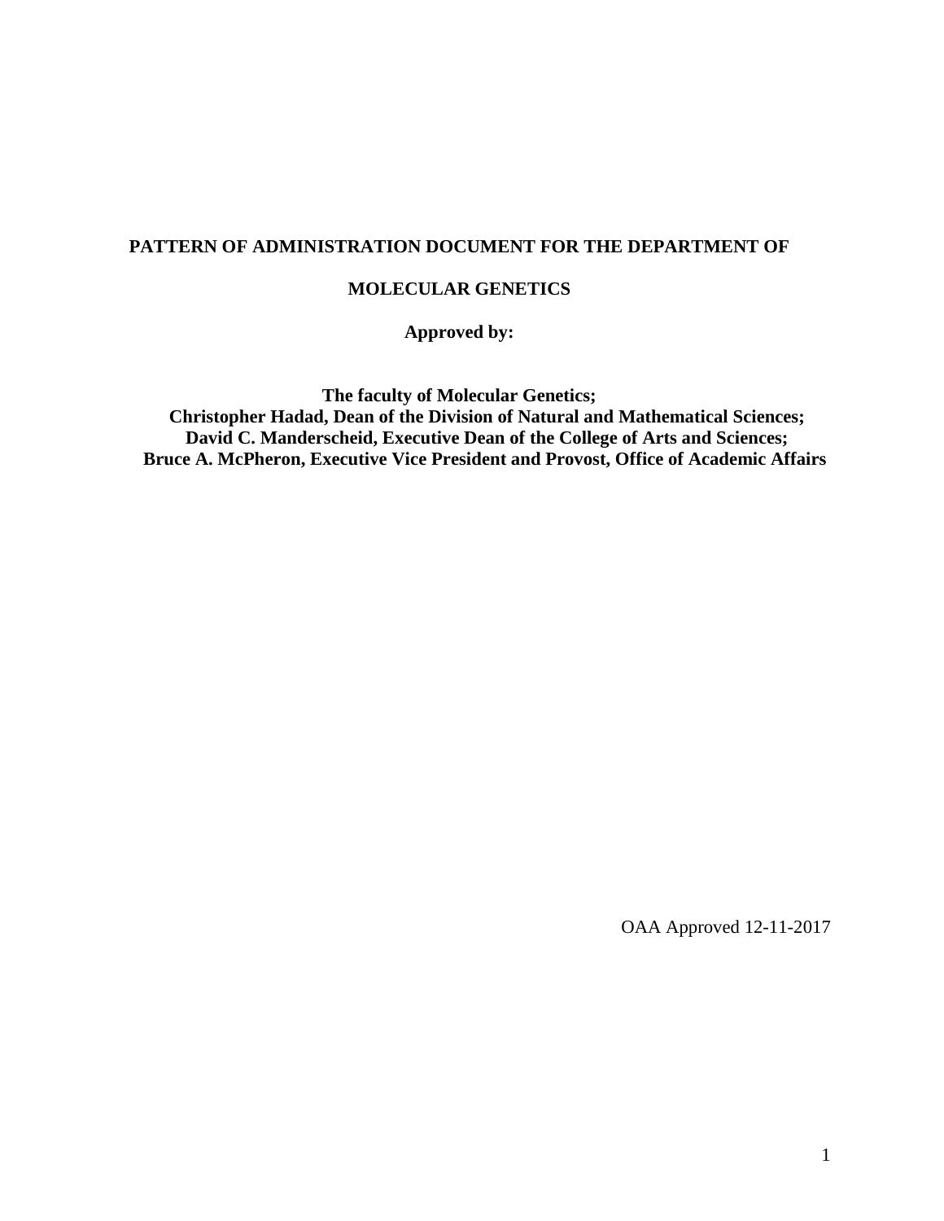**PATTERN OF ADMINISTRATION DOCUMENT FOR THE DEPARTMENT OF**

**MOLECULAR GENETICS**

**Approved by:**

**The faculty of Molecular Genetics;**
**Christopher Hadad, Dean of the Division of Natural and Mathematical Sciences;**
**David C. Manderscheid, Executive Dean of the College of Arts and Sciences;**
**Bruce A. McPheron, Executive Vice President and Provost, Office of Academic Affairs**

OAA Approved 12-11-2017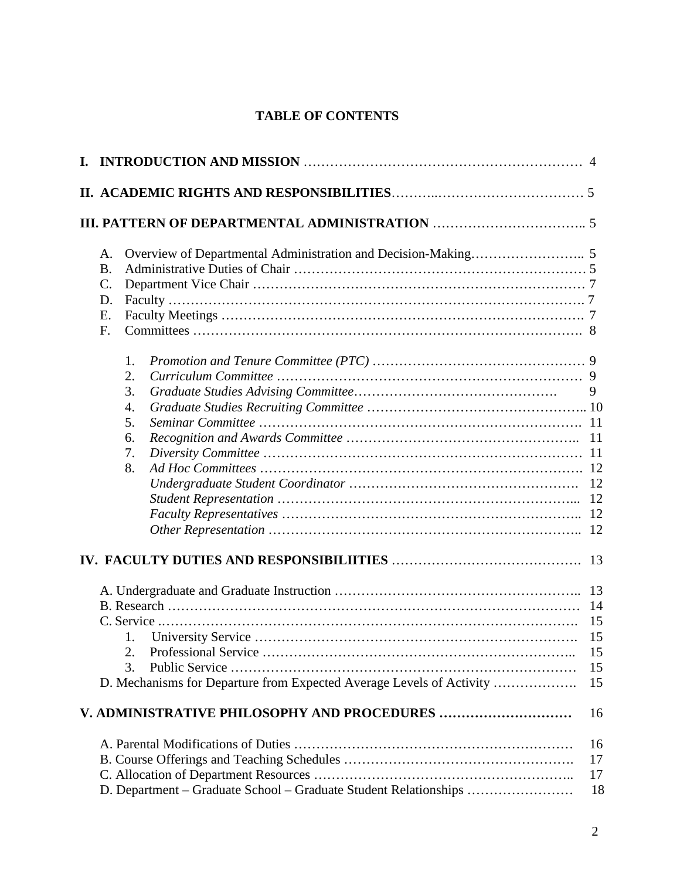# TABLE OF CONTENTS

**I. INTRODUCTION AND MISSION** ……………………………………………………… 4

**II. ACADEMIC RIGHTS AND RESPONSIBILITIES**………..…………………………… 5

**III. PATTERN OF DEPARTMENTAL ADMINISTRATION** …………………………….. 5

A. Overview of Departmental Administration and Decision-Making…………………….. 5
B. Administrative Duties of Chair ………………………………………………………… 5
C. Department Vice Chair ………………………………………………………………… 7
D. Faculty ………………………………………………………………………………. 7
E. Faculty Meetings ……………………………………………………………………. 7
F. Committees …………………………………………………………………………. 8

1. *Promotion and Tenure Committee (PTC)* ………………………………………… 9
2. *Curriculum Committee* …………………………………………………………… 9
3. *Graduate Studies Advising Committee*………………………………………. 9
4. *Graduate Studies Recruiting Committee* ……………………………………….. 10
5. *Seminar Committee* ………………………………………………………………. 11
6. *Recognition and Awards Committee* …………………………………………….. 11
7. *Diversity Committee* ……………………………………………………………… 11
8. *Ad Hoc Committees* ……………………………………………………………… 12
   *Undergraduate Student Coordinator* ……………………………………………. 12
   *Student Representation* …………………………………………………………... 12
   *Faculty Representatives* ………………………………………………………….. 12
   *Other Representation* …………………………………………………………….. 12

**IV. FACULTY DUTIES AND RESPONSIBILIITIES** ……………………………………. 13

A. Undergraduate and Graduate Instruction ……………………………………………….. 13
B. Research ………………………………………………………………………………… 14
C. Service .…………………………………………………………………………………. 15
1. University Service ……………………………………………………………………. 15
2. Professional Service ………………………………………………………………... 15
3. Public Service ……………………………………………………………………… 15
D. Mechanisms for Departure from Expected Average Levels of Activity ………………. 15

**V. ADMINISTRATIVE PHILOSOPHY AND PROCEDURES …………………………** 16

A. Parental Modifications of Duties ……………………………………………………… 16
B. Course Offerings and Teaching Schedules ……………………………………………. 17
C. Allocation of Department Resources ………………………………………………….. 17
D. Department – Graduate School – Graduate Student Relationships …………………… 18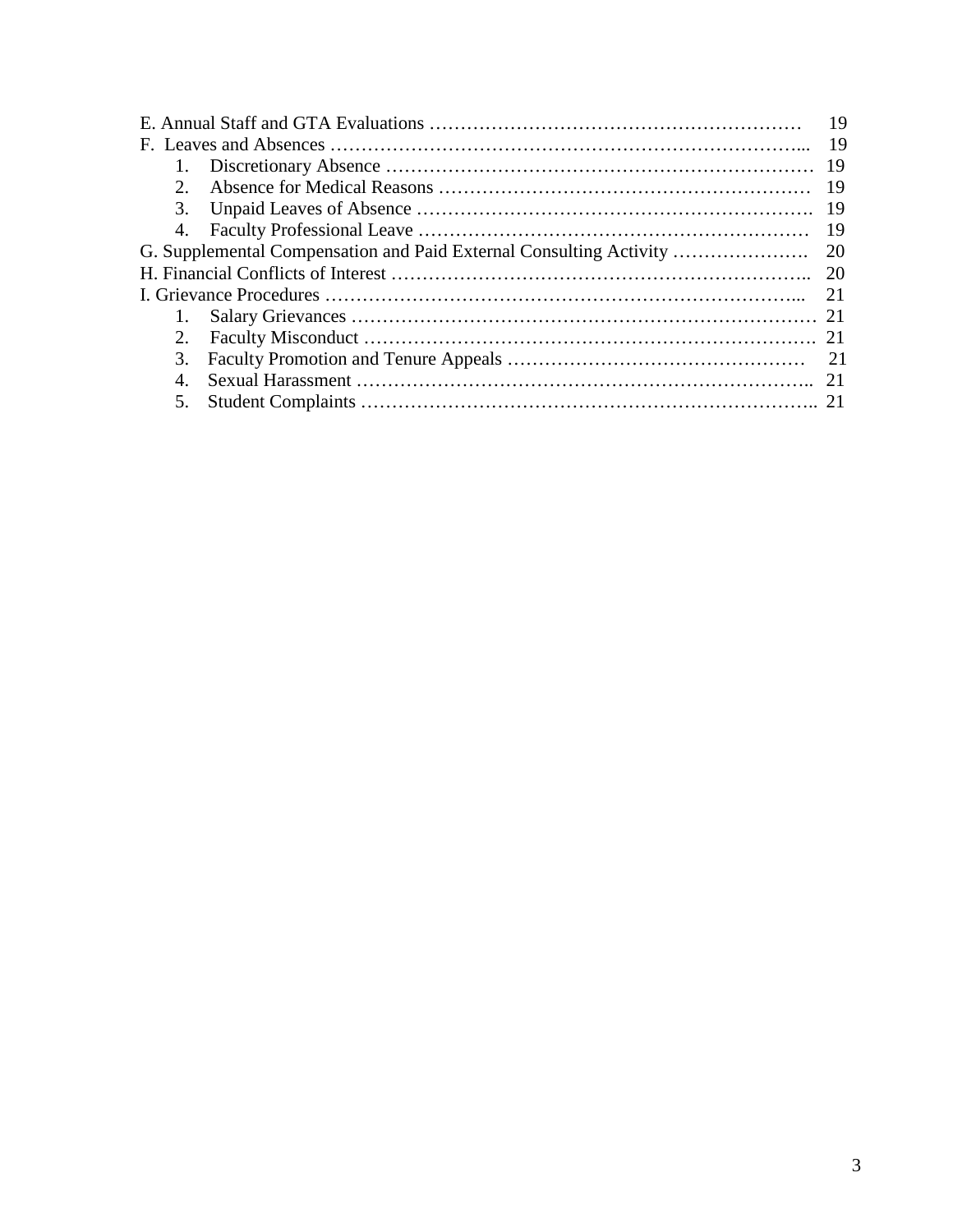E. Annual Staff and GTA Evaluations …………………………………………………… 19

F. Leaves and Absences ……………………………………………………………... 19

1. Discretionary Absence …………………………………………………………… 19
2. Absence for Medical Reasons …………………………………………………… 19
3. Unpaid Leaves of Absence ………………………………………………………. 19
4. Faculty Professional Leave ……………………………………………………… 19

G. Supplemental Compensation and Paid External Consulting Activity …………………. 20

H. Financial Conflicts of Interest ………………………………………………………….. 20

I. Grievance Procedures ……………………………………………………………... 21

1. Salary Grievances ………………………………………………………………… 21
2. Faculty Misconduct ………………………………………………………………. 21
3. Faculty Promotion and Tenure Appeals ………………………………………… 21
4. Sexual Harassment ……………………………………………………………….. 21
5. Student Complaints ……………………………………………………………….. 21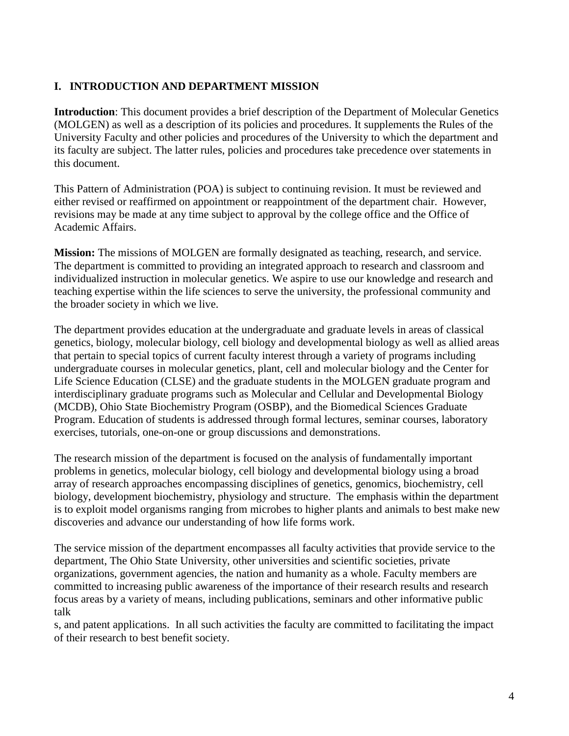## I. INTRODUCTION AND DEPARTMENT MISSION

**Introduction**: This document provides a brief description of the Department of Molecular Genetics (MOLGEN) as well as a description of its policies and procedures. It supplements the Rules of the University Faculty and other policies and procedures of the University to which the department and its faculty are subject. The latter rules, policies and procedures take precedence over statements in this document.

This Pattern of Administration (POA) is subject to continuing revision. It must be reviewed and either revised or reaffirmed on appointment or reappointment of the department chair. However, revisions may be made at any time subject to approval by the college office and the Office of Academic Affairs.

**Mission:** The missions of MOLGEN are formally designated as teaching, research, and service. The department is committed to providing an integrated approach to research and classroom and individualized instruction in molecular genetics. We aspire to use our knowledge and research and teaching expertise within the life sciences to serve the university, the professional community and the broader society in which we live.

The department provides education at the undergraduate and graduate levels in areas of classical genetics, biology, molecular biology, cell biology and developmental biology as well as allied areas that pertain to special topics of current faculty interest through a variety of programs including undergraduate courses in molecular genetics, plant, cell and molecular biology and the Center for Life Science Education (CLSE) and the graduate students in the MOLGEN graduate program and interdisciplinary graduate programs such as Molecular and Cellular and Developmental Biology (MCDB), Ohio State Biochemistry Program (OSBP), and the Biomedical Sciences Graduate Program. Education of students is addressed through formal lectures, seminar courses, laboratory exercises, tutorials, one-on-one or group discussions and demonstrations.

The research mission of the department is focused on the analysis of fundamentally important problems in genetics, molecular biology, cell biology and developmental biology using a broad array of research approaches encompassing disciplines of genetics, genomics, biochemistry, cell biology, development biochemistry, physiology and structure. The emphasis within the department is to exploit model organisms ranging from microbes to higher plants and animals to best make new discoveries and advance our understanding of how life forms work.

The service mission of the department encompasses all faculty activities that provide service to the department, The Ohio State University, other universities and scientific societies, private organizations, government agencies, the nation and humanity as a whole. Faculty members are committed to increasing public awareness of the importance of their research results and research focus areas by a variety of means, including publications, seminars and other informative public talks, and patent applications. In all such activities the faculty are committed to facilitating the impact of their research to best benefit society.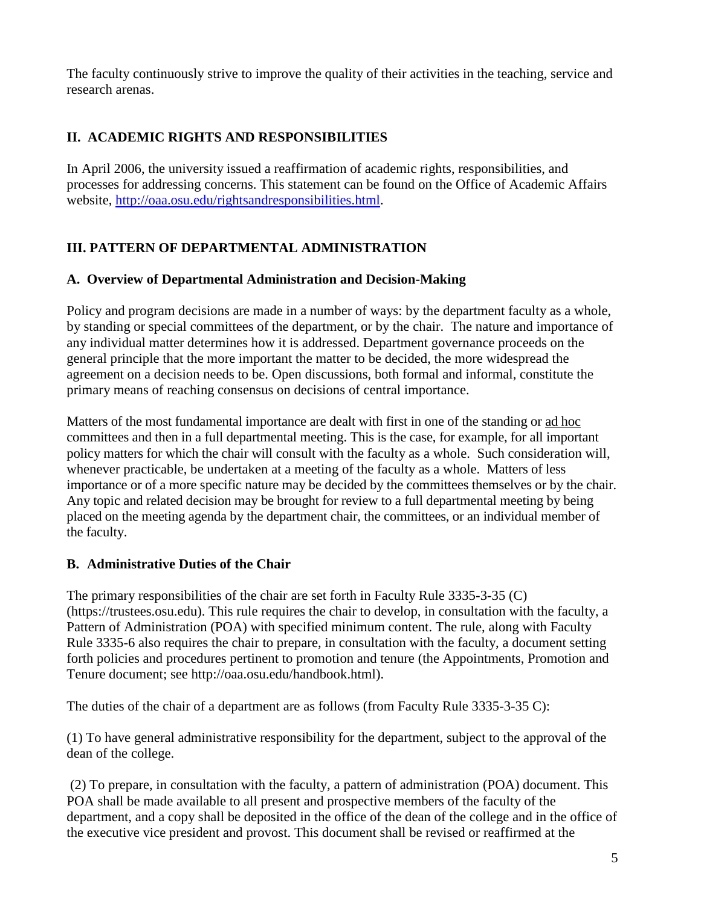The faculty continuously strive to improve the quality of their activities in the teaching, service and research arenas.

## II. ACADEMIC RIGHTS AND RESPONSIBILITIES

In April 2006, the university issued a reaffirmation of academic rights, responsibilities, and processes for addressing concerns. This statement can be found on the Office of Academic Affairs website, [http://oaa.osu.edu/rightsandresponsibilities.html](http://oaa.osu.edu/rightsandresponsibilities.html).

## III. PATTERN OF DEPARTMENTAL ADMINISTRATION

### A. Overview of Departmental Administration and Decision-Making

Policy and program decisions are made in a number of ways: by the department faculty as a whole, by standing or special committees of the department, or by the chair. The nature and importance of any individual matter determines how it is addressed. Department governance proceeds on the general principle that the more important the matter to be decided, the more widespread the agreement on a decision needs to be. Open discussions, both formal and informal, constitute the primary means of reaching consensus on decisions of central importance.

Matters of the most fundamental importance are dealt with first in one of the standing or ad hoc committees and then in a full departmental meeting. This is the case, for example, for all important policy matters for which the chair will consult with the faculty as a whole. Such consideration will, whenever practicable, be undertaken at a meeting of the faculty as a whole. Matters of less importance or of a more specific nature may be decided by the committees themselves or by the chair. Any topic and related decision may be brought for review to a full departmental meeting by being placed on the meeting agenda by the department chair, the committees, or an individual member of the faculty.

### B. Administrative Duties of the Chair

The primary responsibilities of the chair are set forth in Faculty Rule 3335-3-35 (C) (https://trustees.osu.edu). This rule requires the chair to develop, in consultation with the faculty, a Pattern of Administration (POA) with specified minimum content. The rule, along with Faculty Rule 3335-6 also requires the chair to prepare, in consultation with the faculty, a document setting forth policies and procedures pertinent to promotion and tenure (the Appointments, Promotion and Tenure document; see http://oaa.osu.edu/handbook.html).

The duties of the chair of a department are as follows (from Faculty Rule 3335-3-35 C):

(1) To have general administrative responsibility for the department, subject to the approval of the dean of the college.

(2) To prepare, in consultation with the faculty, a pattern of administration (POA) document. This POA shall be made available to all present and prospective members of the faculty of the department, and a copy shall be deposited in the office of the dean of the college and in the office of the executive vice president and provost. This document shall be revised or reaffirmed at the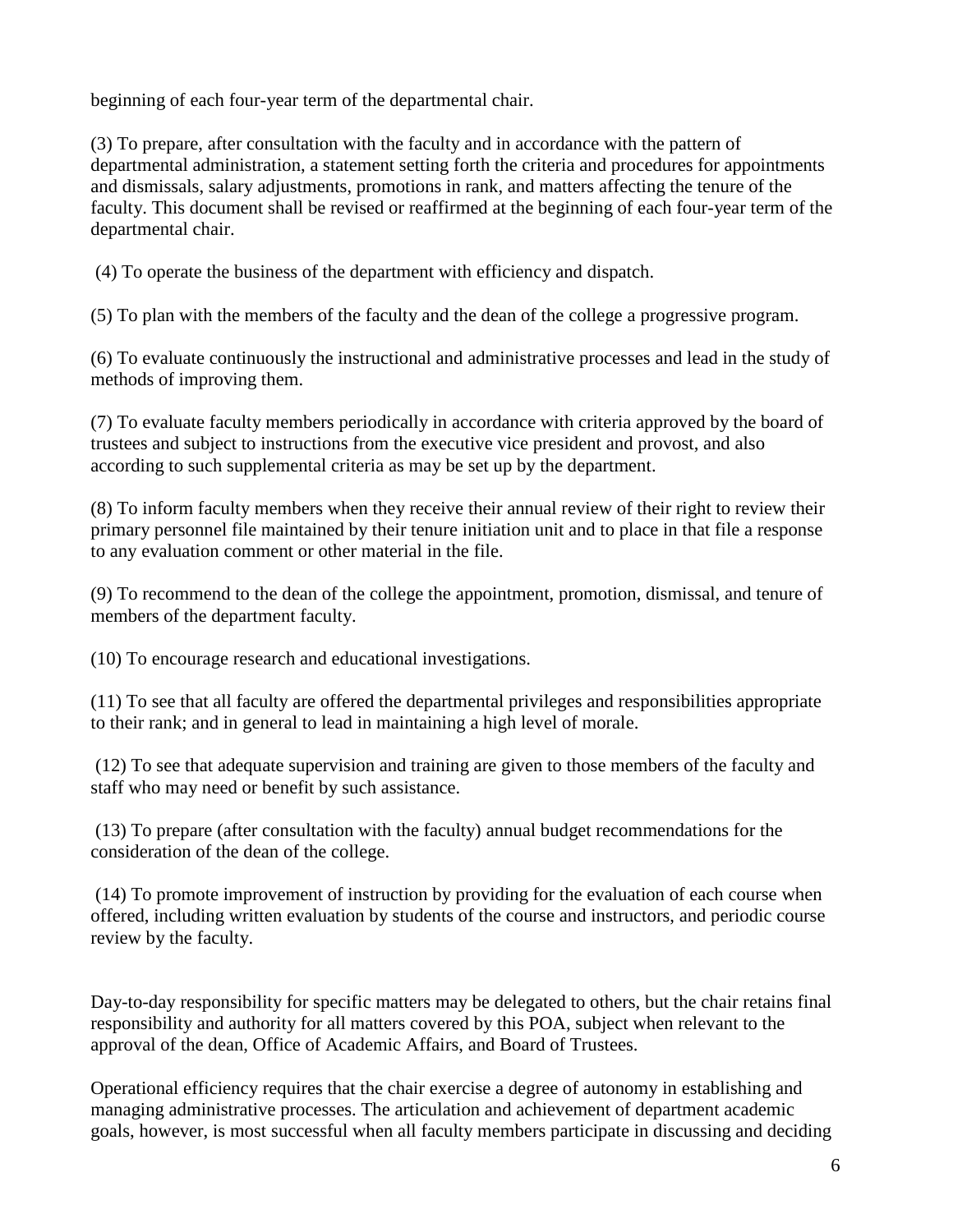beginning of each four-year term of the departmental chair.

(3) To prepare, after consultation with the faculty and in accordance with the pattern of departmental administration, a statement setting forth the criteria and procedures for appointments and dismissals, salary adjustments, promotions in rank, and matters affecting the tenure of the faculty. This document shall be revised or reaffirmed at the beginning of each four-year term of the departmental chair.

(4) To operate the business of the department with efficiency and dispatch.

(5) To plan with the members of the faculty and the dean of the college a progressive program.

(6) To evaluate continuously the instructional and administrative processes and lead in the study of methods of improving them.

(7) To evaluate faculty members periodically in accordance with criteria approved by the board of trustees and subject to instructions from the executive vice president and provost, and also according to such supplemental criteria as may be set up by the department.

(8) To inform faculty members when they receive their annual review of their right to review their primary personnel file maintained by their tenure initiation unit and to place in that file a response to any evaluation comment or other material in the file.

(9) To recommend to the dean of the college the appointment, promotion, dismissal, and tenure of members of the department faculty.

(10) To encourage research and educational investigations.

(11) To see that all faculty are offered the departmental privileges and responsibilities appropriate to their rank; and in general to lead in maintaining a high level of morale.

(12) To see that adequate supervision and training are given to those members of the faculty and staff who may need or benefit by such assistance.

(13) To prepare (after consultation with the faculty) annual budget recommendations for the consideration of the dean of the college.

(14) To promote improvement of instruction by providing for the evaluation of each course when offered, including written evaluation by students of the course and instructors, and periodic course review by the faculty.

Day-to-day responsibility for specific matters may be delegated to others, but the chair retains final responsibility and authority for all matters covered by this POA, subject when relevant to the approval of the dean, Office of Academic Affairs, and Board of Trustees.

Operational efficiency requires that the chair exercise a degree of autonomy in establishing and managing administrative processes. The articulation and achievement of department academic goals, however, is most successful when all faculty members participate in discussing and deciding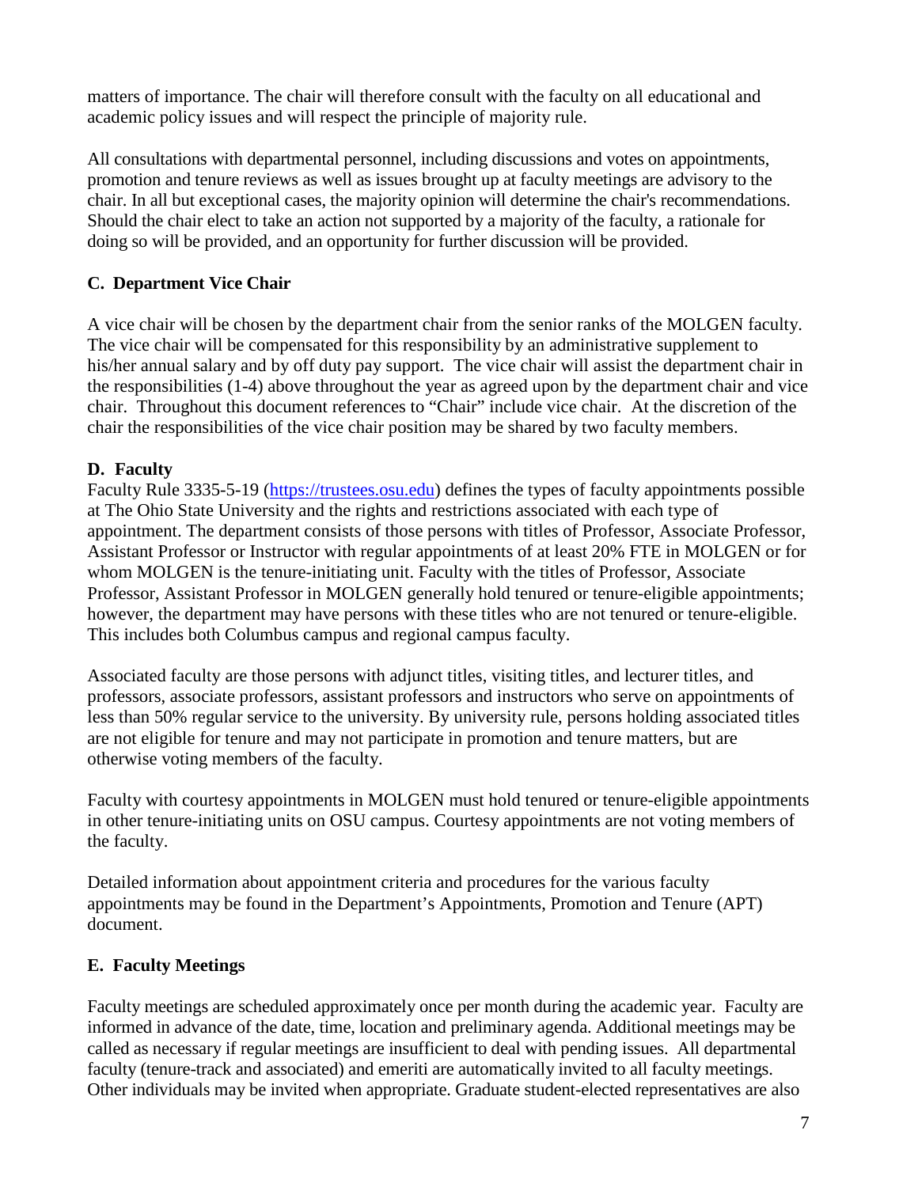matters of importance. The chair will therefore consult with the faculty on all educational and academic policy issues and will respect the principle of majority rule.

All consultations with departmental personnel, including discussions and votes on appointments, promotion and tenure reviews as well as issues brought up at faculty meetings are advisory to the chair. In all but exceptional cases, the majority opinion will determine the chair's recommendations. Should the chair elect to take an action not supported by a majority of the faculty, a rationale for doing so will be provided, and an opportunity for further discussion will be provided.

### C. Department Vice Chair

A vice chair will be chosen by the department chair from the senior ranks of the MOLGEN faculty. The vice chair will be compensated for this responsibility by an administrative supplement to his/her annual salary and by off duty pay support. The vice chair will assist the department chair in the responsibilities (1-4) above throughout the year as agreed upon by the department chair and vice chair. Throughout this document references to "Chair" include vice chair. At the discretion of the chair the responsibilities of the vice chair position may be shared by two faculty members.

### D. Faculty

Faculty Rule 3335-5-19 ([https://trustees.osu.edu](https://trustees.osu.edu)) defines the types of faculty appointments possible at The Ohio State University and the rights and restrictions associated with each type of appointment. The department consists of those persons with titles of Professor, Associate Professor, Assistant Professor or Instructor with regular appointments of at least 20% FTE in MOLGEN or for whom MOLGEN is the tenure-initiating unit. Faculty with the titles of Professor, Associate Professor, Assistant Professor in MOLGEN generally hold tenured or tenure-eligible appointments; however, the department may have persons with these titles who are not tenured or tenure-eligible. This includes both Columbus campus and regional campus faculty.

Associated faculty are those persons with adjunct titles, visiting titles, and lecturer titles, and professors, associate professors, assistant professors and instructors who serve on appointments of less than 50% regular service to the university. By university rule, persons holding associated titles are not eligible for tenure and may not participate in promotion and tenure matters, but are otherwise voting members of the faculty.

Faculty with courtesy appointments in MOLGEN must hold tenured or tenure-eligible appointments in other tenure-initiating units on OSU campus. Courtesy appointments are not voting members of the faculty.

Detailed information about appointment criteria and procedures for the various faculty appointments may be found in the Department's Appointments, Promotion and Tenure (APT) document.

### E. Faculty Meetings

Faculty meetings are scheduled approximately once per month during the academic year. Faculty are informed in advance of the date, time, location and preliminary agenda. Additional meetings may be called as necessary if regular meetings are insufficient to deal with pending issues. All departmental faculty (tenure-track and associated) and emeriti are automatically invited to all faculty meetings. Other individuals may be invited when appropriate. Graduate student-elected representatives are also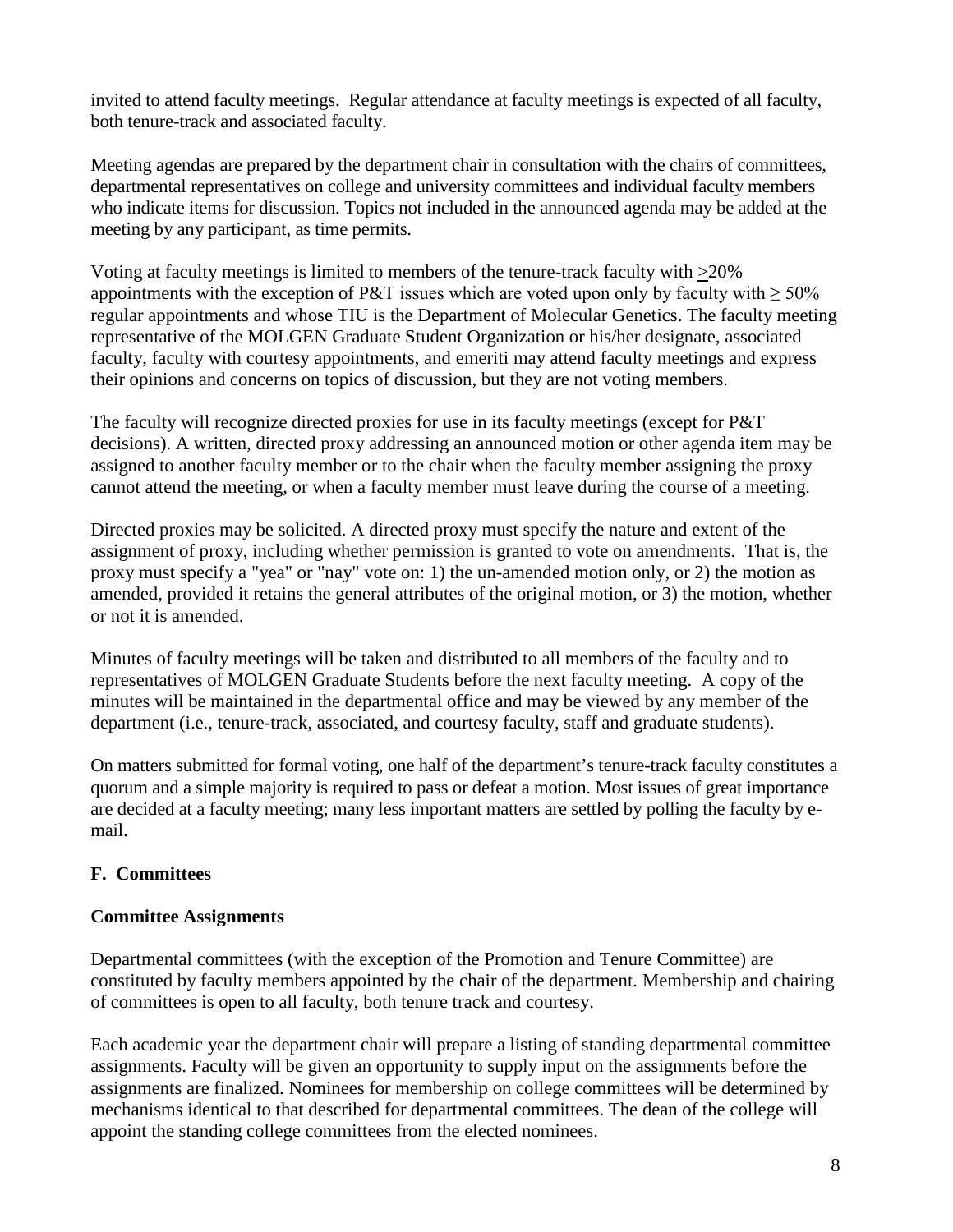invited to attend faculty meetings. Regular attendance at faculty meetings is expected of all faculty, both tenure-track and associated faculty.

Meeting agendas are prepared by the department chair in consultation with the chairs of committees, departmental representatives on college and university committees and individual faculty members who indicate items for discussion. Topics not included in the announced agenda may be added at the meeting by any participant, as time permits.

Voting at faculty meetings is limited to members of the tenure-track faculty with $\geq$20% appointments with the exception of P&T issues which are voted upon only by faculty with $\geq$ 50% regular appointments and whose TIU is the Department of Molecular Genetics. The faculty meeting representative of the MOLGEN Graduate Student Organization or his/her designate, associated faculty, faculty with courtesy appointments, and emeriti may attend faculty meetings and express their opinions and concerns on topics of discussion, but they are not voting members.

The faculty will recognize directed proxies for use in its faculty meetings (except for P&T decisions). A written, directed proxy addressing an announced motion or other agenda item may be assigned to another faculty member or to the chair when the faculty member assigning the proxy cannot attend the meeting, or when a faculty member must leave during the course of a meeting.

Directed proxies may be solicited. A directed proxy must specify the nature and extent of the assignment of proxy, including whether permission is granted to vote on amendments. That is, the proxy must specify a "yea" or "nay" vote on: 1) the un-amended motion only, or 2) the motion as amended, provided it retains the general attributes of the original motion, or 3) the motion, whether or not it is amended.

Minutes of faculty meetings will be taken and distributed to all members of the faculty and to representatives of MOLGEN Graduate Students before the next faculty meeting. A copy of the minutes will be maintained in the departmental office and may be viewed by any member of the department (i.e., tenure-track, associated, and courtesy faculty, staff and graduate students).

On matters submitted for formal voting, one half of the department's tenure-track faculty constitutes a quorum and a simple majority is required to pass or defeat a motion. Most issues of great importance are decided at a faculty meeting; many less important matters are settled by polling the faculty by e-mail.

**F. Committees**

**Committee Assignments**

Departmental committees (with the exception of the Promotion and Tenure Committee) are constituted by faculty members appointed by the chair of the department. Membership and chairing of committees is open to all faculty, both tenure track and courtesy.

Each academic year the department chair will prepare a listing of standing departmental committee assignments. Faculty will be given an opportunity to supply input on the assignments before the assignments are finalized. Nominees for membership on college committees will be determined by mechanisms identical to that described for departmental committees. The dean of the college will appoint the standing college committees from the elected nominees.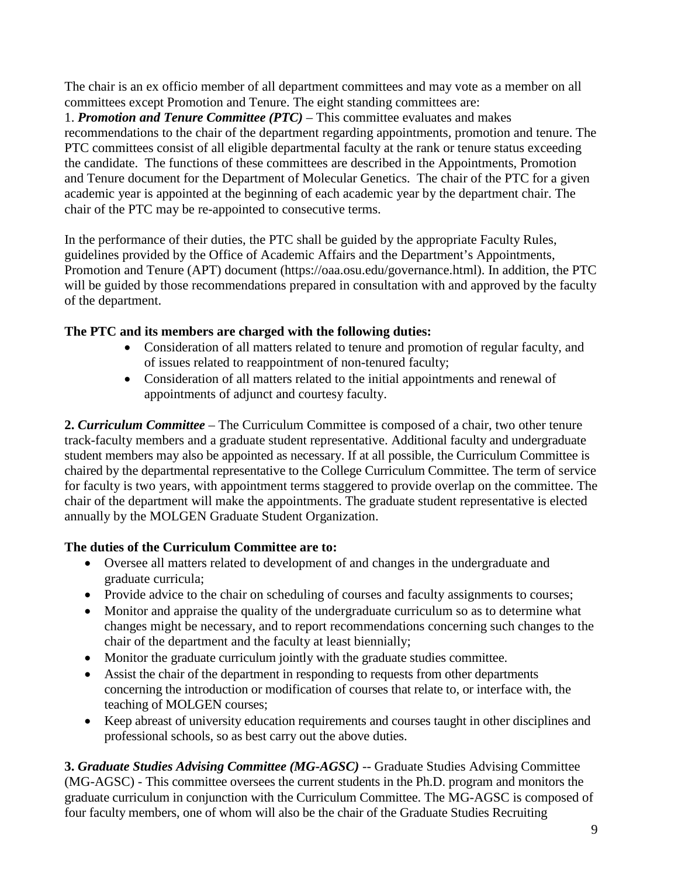The chair is an ex officio member of all department committees and may vote as a member on all committees except Promotion and Tenure. The eight standing committees are:

1. ***Promotion and Tenure Committee (PTC)*** – This committee evaluates and makes recommendations to the chair of the department regarding appointments, promotion and tenure. The PTC committees consist of all eligible departmental faculty at the rank or tenure status exceeding the candidate. The functions of these committees are described in the Appointments, Promotion and Tenure document for the Department of Molecular Genetics. The chair of the PTC for a given academic year is appointed at the beginning of each academic year by the department chair. The chair of the PTC may be re-appointed to consecutive terms.

In the performance of their duties, the PTC shall be guided by the appropriate Faculty Rules, guidelines provided by the Office of Academic Affairs and the Department's Appointments, Promotion and Tenure (APT) document (https://oaa.osu.edu/governance.html). In addition, the PTC will be guided by those recommendations prepared in consultation with and approved by the faculty of the department.

**The PTC and its members are charged with the following duties:**

- Consideration of all matters related to tenure and promotion of regular faculty, and of issues related to reappointment of non-tenured faculty;
- Consideration of all matters related to the initial appointments and renewal of appointments of adjunct and courtesy faculty.

**2. *Curriculum Committee*** – The Curriculum Committee is composed of a chair, two other tenure track-faculty members and a graduate student representative. Additional faculty and undergraduate student members may also be appointed as necessary. If at all possible, the Curriculum Committee is chaired by the departmental representative to the College Curriculum Committee. The term of service for faculty is two years, with appointment terms staggered to provide overlap on the committee. The chair of the department will make the appointments. The graduate student representative is elected annually by the MOLGEN Graduate Student Organization.

**The duties of the Curriculum Committee are to:**

- Oversee all matters related to development of and changes in the undergraduate and graduate curricula;
- Provide advice to the chair on scheduling of courses and faculty assignments to courses;
- Monitor and appraise the quality of the undergraduate curriculum so as to determine what changes might be necessary, and to report recommendations concerning such changes to the chair of the department and the faculty at least biennially;
- Monitor the graduate curriculum jointly with the graduate studies committee.
- Assist the chair of the department in responding to requests from other departments concerning the introduction or modification of courses that relate to, or interface with, the teaching of MOLGEN courses;
- Keep abreast of university education requirements and courses taught in other disciplines and professional schools, so as best carry out the above duties.

**3. *Graduate Studies Advising Committee (MG-AGSC)*** -- Graduate Studies Advising Committee (MG-AGSC) - This committee oversees the current students in the Ph.D. program and monitors the graduate curriculum in conjunction with the Curriculum Committee. The MG-AGSC is composed of four faculty members, one of whom will also be the chair of the Graduate Studies Recruiting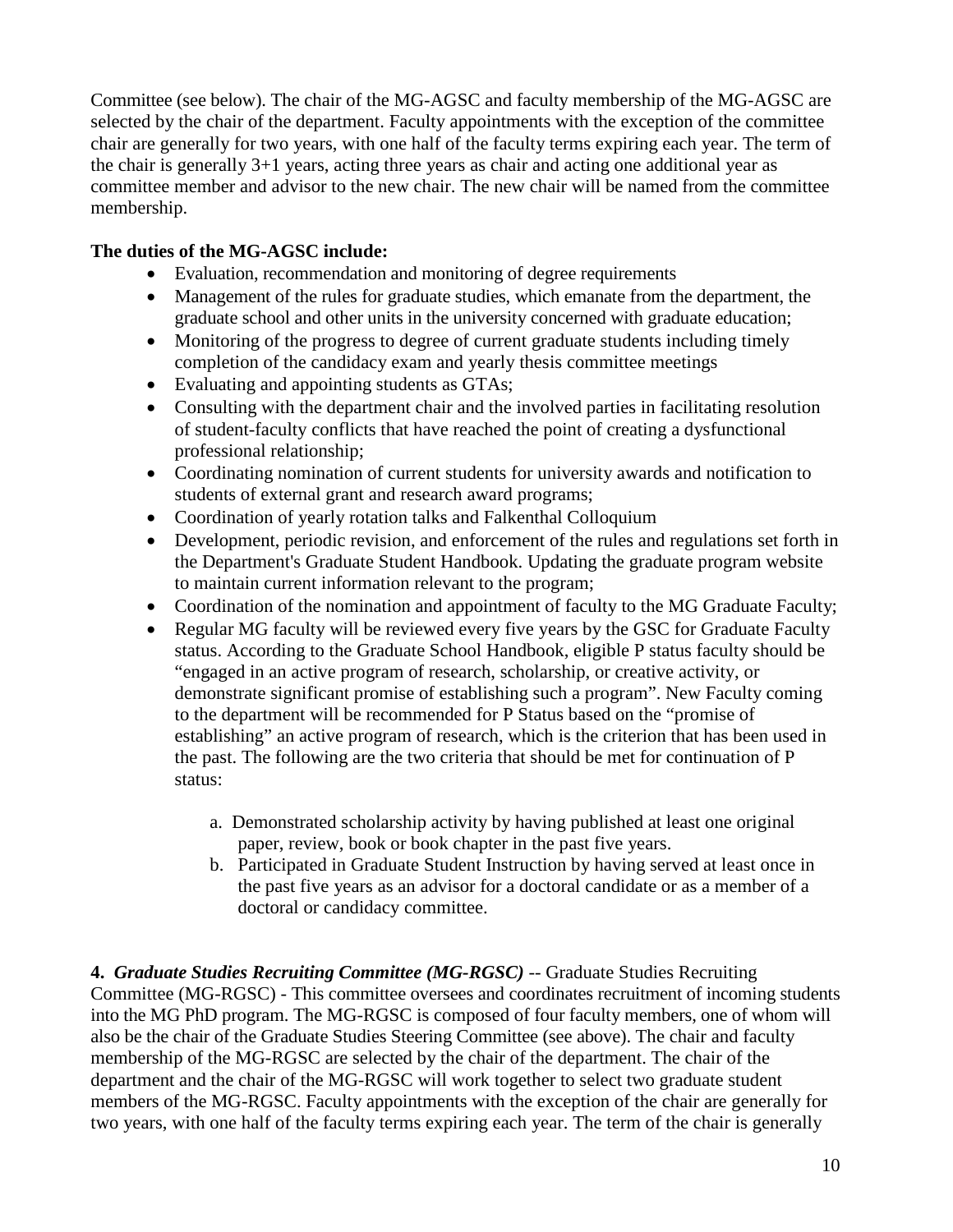Committee (see below). The chair of the MG-AGSC and faculty membership of the MG-AGSC are selected by the chair of the department. Faculty appointments with the exception of the committee chair are generally for two years, with one half of the faculty terms expiring each year. The term of the chair is generally 3+1 years, acting three years as chair and acting one additional year as committee member and advisor to the new chair. The new chair will be named from the committee membership.

**The duties of the MG-AGSC include:**

- Evaluation, recommendation and monitoring of degree requirements
- Management of the rules for graduate studies, which emanate from the department, the graduate school and other units in the university concerned with graduate education;
- Monitoring of the progress to degree of current graduate students including timely completion of the candidacy exam and yearly thesis committee meetings
- Evaluating and appointing students as GTAs;
- Consulting with the department chair and the involved parties in facilitating resolution of student-faculty conflicts that have reached the point of creating a dysfunctional professional relationship;
- Coordinating nomination of current students for university awards and notification to students of external grant and research award programs;
- Coordination of yearly rotation talks and Falkenthal Colloquium
- Development, periodic revision, and enforcement of the rules and regulations set forth in the Department's Graduate Student Handbook. Updating the graduate program website to maintain current information relevant to the program;
- Coordination of the nomination and appointment of faculty to the MG Graduate Faculty;
- Regular MG faculty will be reviewed every five years by the GSC for Graduate Faculty status. According to the Graduate School Handbook, eligible P status faculty should be "engaged in an active program of research, scholarship, or creative activity, or demonstrate significant promise of establishing such a program". New Faculty coming to the department will be recommended for P Status based on the "promise of establishing" an active program of research, which is the criterion that has been used in the past. The following are the two criteria that should be met for continuation of P status:

    a. Demonstrated scholarship activity by having published at least one original paper, review, book or book chapter in the past five years.
    b. Participated in Graduate Student Instruction by having served at least once in the past five years as an advisor for a doctoral candidate or as a member of a doctoral or candidacy committee.

**4. *Graduate Studies Recruiting Committee (MG-RGSC)*** -- Graduate Studies Recruiting Committee (MG-RGSC) - This committee oversees and coordinates recruitment of incoming students into the MG PhD program. The MG-RGSC is composed of four faculty members, one of whom will also be the chair of the Graduate Studies Steering Committee (see above). The chair and faculty membership of the MG-RGSC are selected by the chair of the department. The chair of the department and the chair of the MG-RGSC will work together to select two graduate student members of the MG-RGSC. Faculty appointments with the exception of the chair are generally for two years, with one half of the faculty terms expiring each year. The term of the chair is generally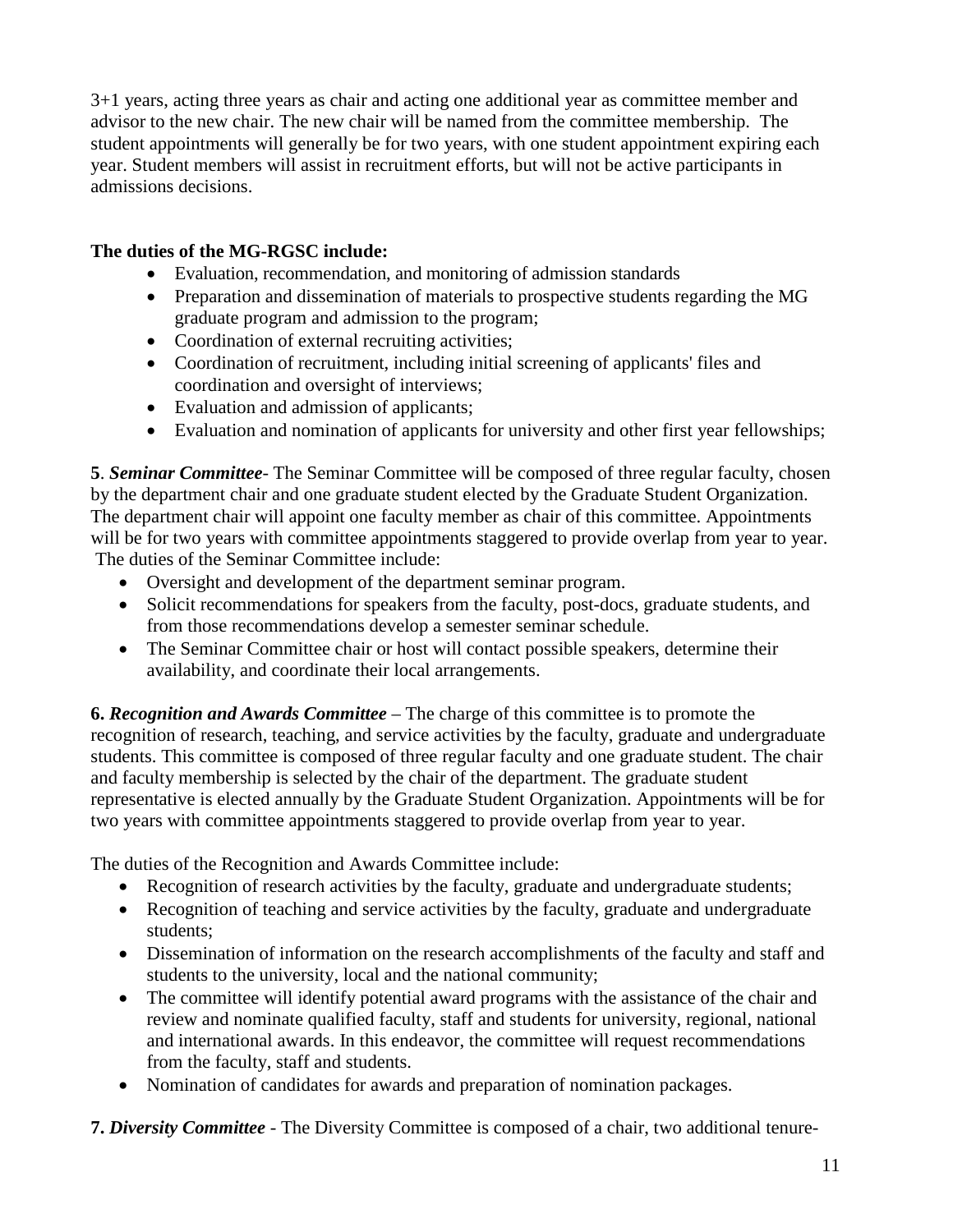3+1 years, acting three years as chair and acting one additional year as committee member and advisor to the new chair. The new chair will be named from the committee membership. The student appointments will generally be for two years, with one student appointment expiring each year. Student members will assist in recruitment efforts, but will not be active participants in admissions decisions.

**The duties of the MG-RGSC include:**

- Evaluation, recommendation, and monitoring of admission standards
- Preparation and dissemination of materials to prospective students regarding the MG graduate program and admission to the program;
- Coordination of external recruiting activities;
- Coordination of recruitment, including initial screening of applicants' files and coordination and oversight of interviews;
- Evaluation and admission of applicants;
- Evaluation and nomination of applicants for university and other first year fellowships;

**5**. ***Seminar Committee***- The Seminar Committee will be composed of three regular faculty, chosen by the department chair and one graduate student elected by the Graduate Student Organization. The department chair will appoint one faculty member as chair of this committee. Appointments will be for two years with committee appointments staggered to provide overlap from year to year. The duties of the Seminar Committee include:

- Oversight and development of the department seminar program.
- Solicit recommendations for speakers from the faculty, post-docs, graduate students, and from those recommendations develop a semester seminar schedule.
- The Seminar Committee chair or host will contact possible speakers, determine their availability, and coordinate their local arrangements.

**6. *Recognition and Awards Committee*** – The charge of this committee is to promote the recognition of research, teaching, and service activities by the faculty, graduate and undergraduate students. This committee is composed of three regular faculty and one graduate student. The chair and faculty membership is selected by the chair of the department. The graduate student representative is elected annually by the Graduate Student Organization. Appointments will be for two years with committee appointments staggered to provide overlap from year to year.

The duties of the Recognition and Awards Committee include:

- Recognition of research activities by the faculty, graduate and undergraduate students;
- Recognition of teaching and service activities by the faculty, graduate and undergraduate students;
- Dissemination of information on the research accomplishments of the faculty and staff and students to the university, local and the national community;
- The committee will identify potential award programs with the assistance of the chair and review and nominate qualified faculty, staff and students for university, regional, national and international awards. In this endeavor, the committee will request recommendations from the faculty, staff and students.
- Nomination of candidates for awards and preparation of nomination packages.

**7. *Diversity Committee*** - The Diversity Committee is composed of a chair, two additional tenure-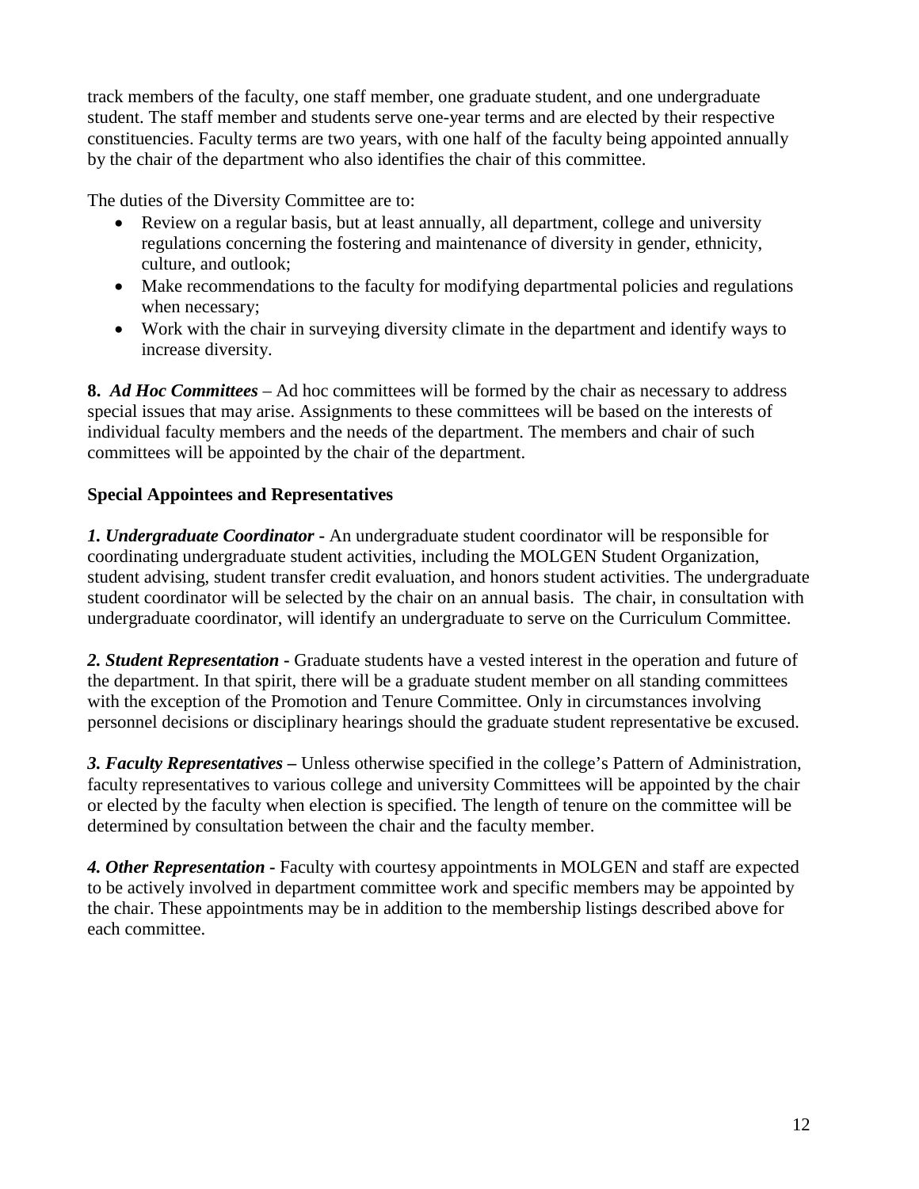track members of the faculty, one staff member, one graduate student, and one undergraduate student. The staff member and students serve one-year terms and are elected by their respective constituencies. Faculty terms are two years, with one half of the faculty being appointed annually by the chair of the department who also identifies the chair of this committee.

The duties of the Diversity Committee are to:

- Review on a regular basis, but at least annually, all department, college and university regulations concerning the fostering and maintenance of diversity in gender, ethnicity, culture, and outlook;
- Make recommendations to the faculty for modifying departmental policies and regulations when necessary;
- Work with the chair in surveying diversity climate in the department and identify ways to increase diversity.

**8.** ***Ad Hoc Committees*** – Ad hoc committees will be formed by the chair as necessary to address special issues that may arise. Assignments to these committees will be based on the interests of individual faculty members and the needs of the department. The members and chair of such committees will be appointed by the chair of the department.

**Special Appointees and Representatives**

***1. Undergraduate Coordinator -*** An undergraduate student coordinator will be responsible for coordinating undergraduate student activities, including the MOLGEN Student Organization, student advising, student transfer credit evaluation, and honors student activities. The undergraduate student coordinator will be selected by the chair on an annual basis. The chair, in consultation with undergraduate coordinator, will identify an undergraduate to serve on the Curriculum Committee.

***2. Student Representation -*** Graduate students have a vested interest in the operation and future of the department. In that spirit, there will be a graduate student member on all standing committees with the exception of the Promotion and Tenure Committee. Only in circumstances involving personnel decisions or disciplinary hearings should the graduate student representative be excused.

***3. Faculty Representatives –*** Unless otherwise specified in the college's Pattern of Administration, faculty representatives to various college and university Committees will be appointed by the chair or elected by the faculty when election is specified. The length of tenure on the committee will be determined by consultation between the chair and the faculty member.

***4. Other Representation -*** Faculty with courtesy appointments in MOLGEN and staff are expected to be actively involved in department committee work and specific members may be appointed by the chair. These appointments may be in addition to the membership listings described above for each committee.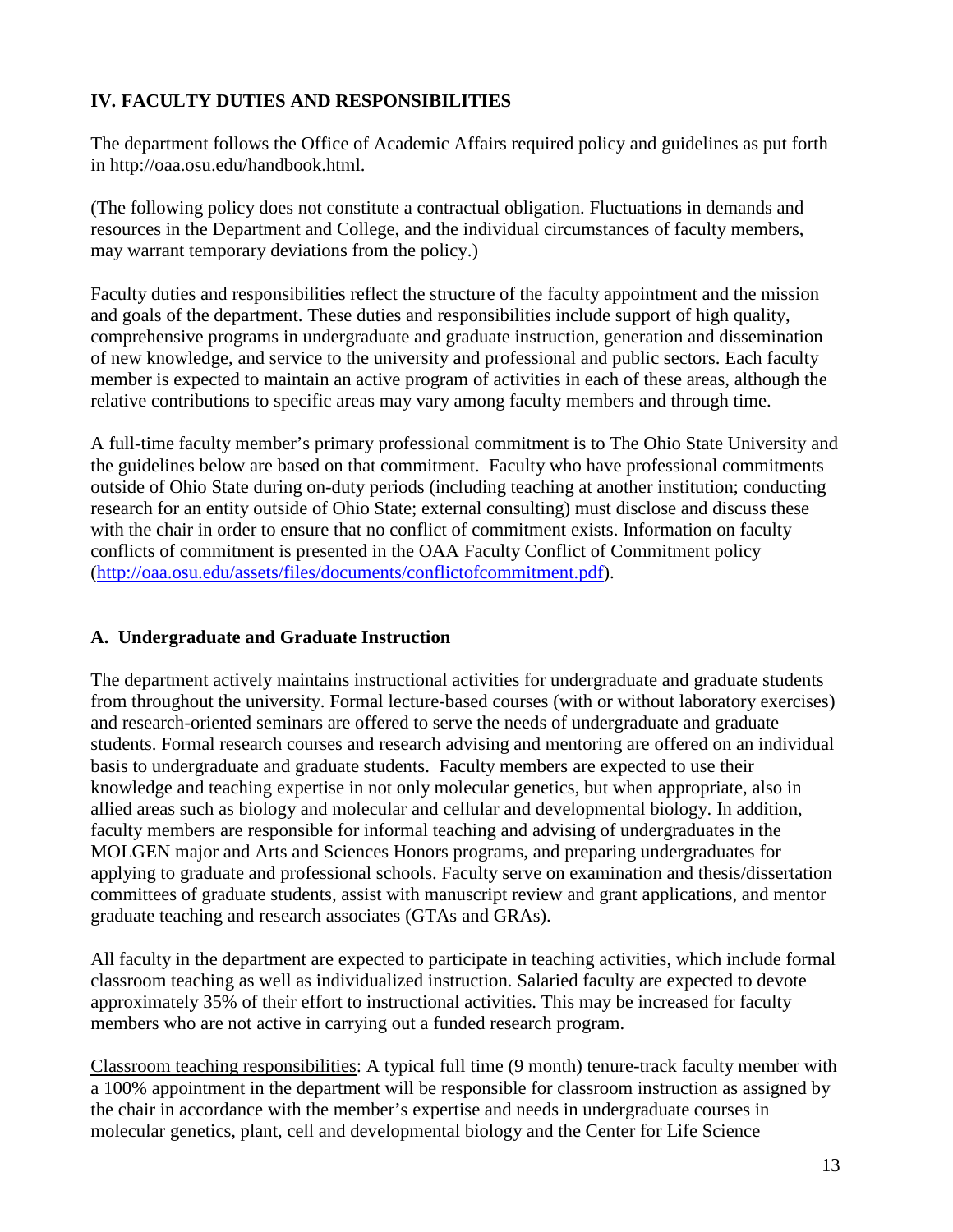## IV. FACULTY DUTIES AND RESPONSIBILITIES

The department follows the Office of Academic Affairs required policy and guidelines as put forth in http://oaa.osu.edu/handbook.html.

(The following policy does not constitute a contractual obligation. Fluctuations in demands and resources in the Department and College, and the individual circumstances of faculty members, may warrant temporary deviations from the policy.)

Faculty duties and responsibilities reflect the structure of the faculty appointment and the mission and goals of the department. These duties and responsibilities include support of high quality, comprehensive programs in undergraduate and graduate instruction, generation and dissemination of new knowledge, and service to the university and professional and public sectors. Each faculty member is expected to maintain an active program of activities in each of these areas, although the relative contributions to specific areas may vary among faculty members and through time.

A full-time faculty member's primary professional commitment is to The Ohio State University and the guidelines below are based on that commitment. Faculty who have professional commitments outside of Ohio State during on-duty periods (including teaching at another institution; conducting research for an entity outside of Ohio State; external consulting) must disclose and discuss these with the chair in order to ensure that no conflict of commitment exists. Information on faculty conflicts of commitment is presented in the OAA Faculty Conflict of Commitment policy (http://oaa.osu.edu/assets/files/documents/conflictofcommitment.pdf).

### A. Undergraduate and Graduate Instruction

The department actively maintains instructional activities for undergraduate and graduate students from throughout the university. Formal lecture-based courses (with or without laboratory exercises) and research-oriented seminars are offered to serve the needs of undergraduate and graduate students. Formal research courses and research advising and mentoring are offered on an individual basis to undergraduate and graduate students. Faculty members are expected to use their knowledge and teaching expertise in not only molecular genetics, but when appropriate, also in allied areas such as biology and molecular and cellular and developmental biology. In addition, faculty members are responsible for informal teaching and advising of undergraduates in the MOLGEN major and Arts and Sciences Honors programs, and preparing undergraduates for applying to graduate and professional schools. Faculty serve on examination and thesis/dissertation committees of graduate students, assist with manuscript review and grant applications, and mentor graduate teaching and research associates (GTAs and GRAs).

All faculty in the department are expected to participate in teaching activities, which include formal classroom teaching as well as individualized instruction. Salaried faculty are expected to devote approximately 35% of their effort to instructional activities. This may be increased for faculty members who are not active in carrying out a funded research program.

Classroom teaching responsibilities: A typical full time (9 month) tenure-track faculty member with a 100% appointment in the department will be responsible for classroom instruction as assigned by the chair in accordance with the member's expertise and needs in undergraduate courses in molecular genetics, plant, cell and developmental biology and the Center for Life Science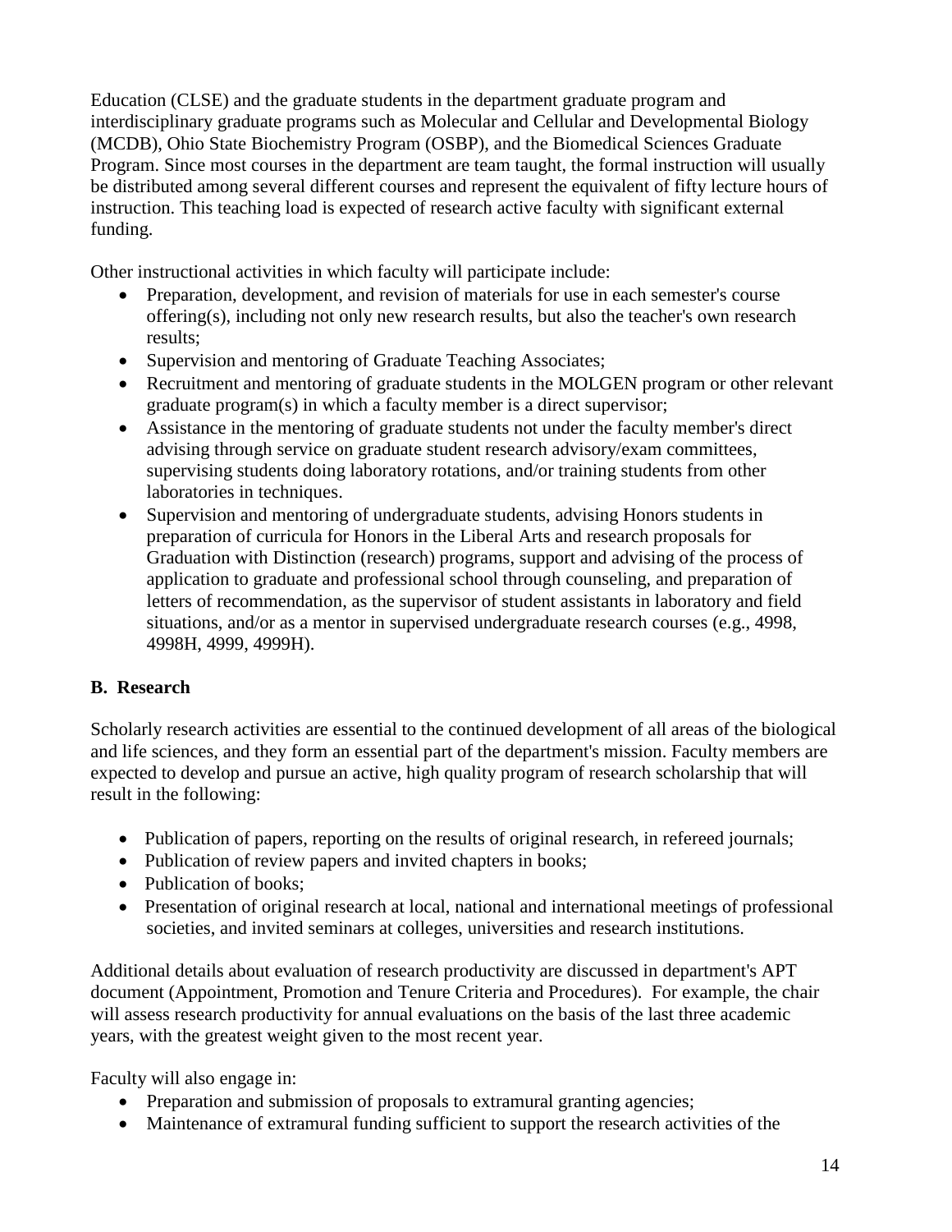Education (CLSE) and the graduate students in the department graduate program and interdisciplinary graduate programs such as Molecular and Cellular and Developmental Biology (MCDB), Ohio State Biochemistry Program (OSBP), and the Biomedical Sciences Graduate Program. Since most courses in the department are team taught, the formal instruction will usually be distributed among several different courses and represent the equivalent of fifty lecture hours of instruction. This teaching load is expected of research active faculty with significant external funding.

Other instructional activities in which faculty will participate include:

- Preparation, development, and revision of materials for use in each semester's course offering(s), including not only new research results, but also the teacher's own research results;
- Supervision and mentoring of Graduate Teaching Associates;
- Recruitment and mentoring of graduate students in the MOLGEN program or other relevant graduate program(s) in which a faculty member is a direct supervisor;
- Assistance in the mentoring of graduate students not under the faculty member's direct advising through service on graduate student research advisory/exam committees, supervising students doing laboratory rotations, and/or training students from other laboratories in techniques.
- Supervision and mentoring of undergraduate students, advising Honors students in preparation of curricula for Honors in the Liberal Arts and research proposals for Graduation with Distinction (research) programs, support and advising of the process of application to graduate and professional school through counseling, and preparation of letters of recommendation, as the supervisor of student assistants in laboratory and field situations, and/or as a mentor in supervised undergraduate research courses (e.g., 4998, 4998H, 4999, 4999H).

## B. Research

Scholarly research activities are essential to the continued development of all areas of the biological and life sciences, and they form an essential part of the department's mission. Faculty members are expected to develop and pursue an active, high quality program of research scholarship that will result in the following:

- Publication of papers, reporting on the results of original research, in refereed journals;
- Publication of review papers and invited chapters in books;
- Publication of books;
- Presentation of original research at local, national and international meetings of professional societies, and invited seminars at colleges, universities and research institutions.

Additional details about evaluation of research productivity are discussed in department's APT document (Appointment, Promotion and Tenure Criteria and Procedures). For example, the chair will assess research productivity for annual evaluations on the basis of the last three academic years, with the greatest weight given to the most recent year.

Faculty will also engage in:

- Preparation and submission of proposals to extramural granting agencies;
- Maintenance of extramural funding sufficient to support the research activities of the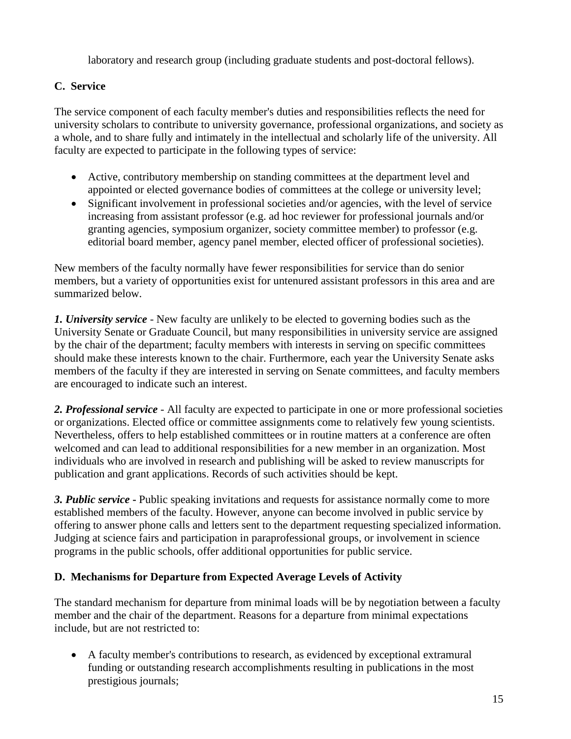laboratory and research group (including graduate students and post-doctoral fellows).

### C. Service

The service component of each faculty member's duties and responsibilities reflects the need for university scholars to contribute to university governance, professional organizations, and society as a whole, and to share fully and intimately in the intellectual and scholarly life of the university. All faculty are expected to participate in the following types of service:

- Active, contributory membership on standing committees at the department level and appointed or elected governance bodies of committees at the college or university level;
- Significant involvement in professional societies and/or agencies, with the level of service increasing from assistant professor (e.g. ad hoc reviewer for professional journals and/or granting agencies, symposium organizer, society committee member) to professor (e.g. editorial board member, agency panel member, elected officer of professional societies).

New members of the faculty normally have fewer responsibilities for service than do senior members, but a variety of opportunities exist for untenured assistant professors in this area and are summarized below.

***1. University service*** - New faculty are unlikely to be elected to governing bodies such as the University Senate or Graduate Council, but many responsibilities in university service are assigned by the chair of the department; faculty members with interests in serving on specific committees should make these interests known to the chair. Furthermore, each year the University Senate asks members of the faculty if they are interested in serving on Senate committees, and faculty members are encouraged to indicate such an interest.

***2. Professional service*** - All faculty are expected to participate in one or more professional societies or organizations. Elected office or committee assignments come to relatively few young scientists. Nevertheless, offers to help established committees or in routine matters at a conference are often welcomed and can lead to additional responsibilities for a new member in an organization. Most individuals who are involved in research and publishing will be asked to review manuscripts for publication and grant applications. Records of such activities should be kept.

***3. Public service*** **-** Public speaking invitations and requests for assistance normally come to more established members of the faculty. However, anyone can become involved in public service by offering to answer phone calls and letters sent to the department requesting specialized information. Judging at science fairs and participation in paraprofessional groups, or involvement in science programs in the public schools, offer additional opportunities for public service.

### D. Mechanisms for Departure from Expected Average Levels of Activity

The standard mechanism for departure from minimal loads will be by negotiation between a faculty member and the chair of the department. Reasons for a departure from minimal expectations include, but are not restricted to:

- A faculty member's contributions to research, as evidenced by exceptional extramural funding or outstanding research accomplishments resulting in publications in the most prestigious journals;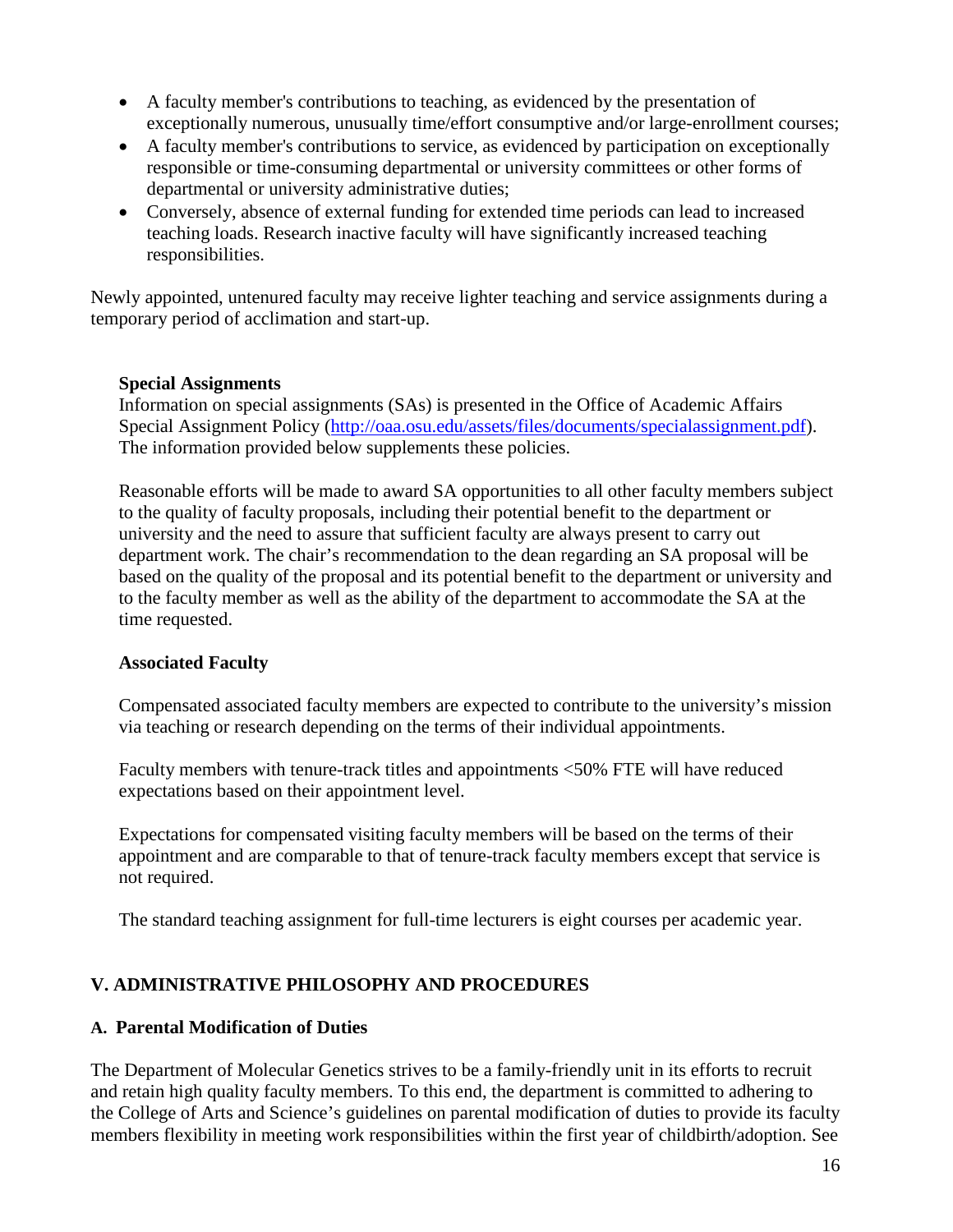- A faculty member's contributions to teaching, as evidenced by the presentation of exceptionally numerous, unusually time/effort consumptive and/or large-enrollment courses;
- A faculty member's contributions to service, as evidenced by participation on exceptionally responsible or time-consuming departmental or university committees or other forms of departmental or university administrative duties;
- Conversely, absence of external funding for extended time periods can lead to increased teaching loads. Research inactive faculty will have significantly increased teaching responsibilities.

Newly appointed, untenured faculty may receive lighter teaching and service assignments during a temporary period of acclimation and start-up.

**Special Assignments**

Information on special assignments (SAs) is presented in the Office of Academic Affairs Special Assignment Policy ([http://oaa.osu.edu/assets/files/documents/specialassignment.pdf](http://oaa.osu.edu/assets/files/documents/specialassignment.pdf)). The information provided below supplements these policies.

Reasonable efforts will be made to award SA opportunities to all other faculty members subject to the quality of faculty proposals, including their potential benefit to the department or university and the need to assure that sufficient faculty are always present to carry out department work. The chair's recommendation to the dean regarding an SA proposal will be based on the quality of the proposal and its potential benefit to the department or university and to the faculty member as well as the ability of the department to accommodate the SA at the time requested.

**Associated Faculty**

Compensated associated faculty members are expected to contribute to the university's mission via teaching or research depending on the terms of their individual appointments.

Faculty members with tenure-track titles and appointments <50% FTE will have reduced expectations based on their appointment level.

Expectations for compensated visiting faculty members will be based on the terms of their appointment and are comparable to that of tenure-track faculty members except that service is not required.

The standard teaching assignment for full-time lecturers is eight courses per academic year.

## V. ADMINISTRATIVE PHILOSOPHY AND PROCEDURES

### A. Parental Modification of Duties

The Department of Molecular Genetics strives to be a family-friendly unit in its efforts to recruit and retain high quality faculty members. To this end, the department is committed to adhering to the College of Arts and Science's guidelines on parental modification of duties to provide its faculty members flexibility in meeting work responsibilities within the first year of childbirth/adoption. See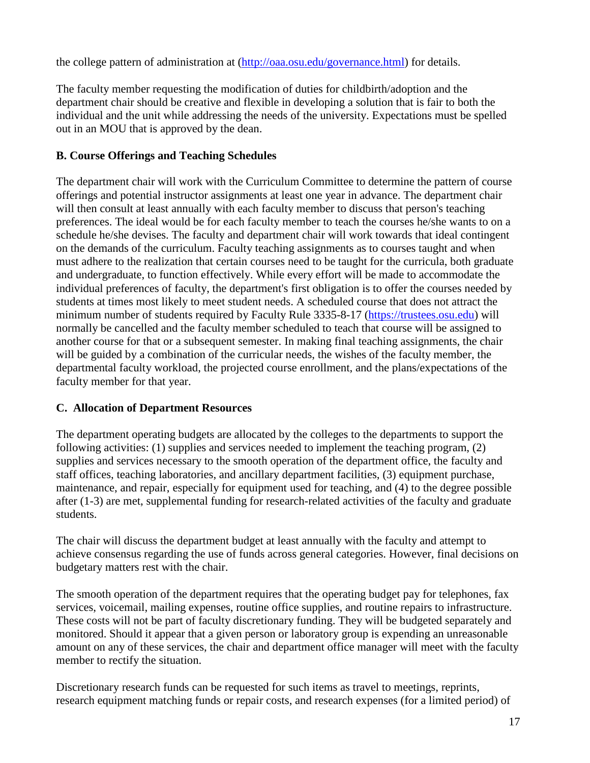the college pattern of administration at (http://oaa.osu.edu/governance.html) for details.

The faculty member requesting the modification of duties for childbirth/adoption and the department chair should be creative and flexible in developing a solution that is fair to both the individual and the unit while addressing the needs of the university. Expectations must be spelled out in an MOU that is approved by the dean.

**B. Course Offerings and Teaching Schedules**

The department chair will work with the Curriculum Committee to determine the pattern of course offerings and potential instructor assignments at least one year in advance. The department chair will then consult at least annually with each faculty member to discuss that person's teaching preferences. The ideal would be for each faculty member to teach the courses he/she wants to on a schedule he/she devises. The faculty and department chair will work towards that ideal contingent on the demands of the curriculum. Faculty teaching assignments as to courses taught and when must adhere to the realization that certain courses need to be taught for the curricula, both graduate and undergraduate, to function effectively. While every effort will be made to accommodate the individual preferences of faculty, the department's first obligation is to offer the courses needed by students at times most likely to meet student needs. A scheduled course that does not attract the minimum number of students required by Faculty Rule 3335-8-17 (https://trustees.osu.edu) will normally be cancelled and the faculty member scheduled to teach that course will be assigned to another course for that or a subsequent semester. In making final teaching assignments, the chair will be guided by a combination of the curricular needs, the wishes of the faculty member, the departmental faculty workload, the projected course enrollment, and the plans/expectations of the faculty member for that year.

**C. Allocation of Department Resources**

The department operating budgets are allocated by the colleges to the departments to support the following activities: (1) supplies and services needed to implement the teaching program, (2) supplies and services necessary to the smooth operation of the department office, the faculty and staff offices, teaching laboratories, and ancillary department facilities, (3) equipment purchase, maintenance, and repair, especially for equipment used for teaching, and (4) to the degree possible after (1-3) are met, supplemental funding for research-related activities of the faculty and graduate students.

The chair will discuss the department budget at least annually with the faculty and attempt to achieve consensus regarding the use of funds across general categories. However, final decisions on budgetary matters rest with the chair.

The smooth operation of the department requires that the operating budget pay for telephones, fax services, voicemail, mailing expenses, routine office supplies, and routine repairs to infrastructure. These costs will not be part of faculty discretionary funding. They will be budgeted separately and monitored. Should it appear that a given person or laboratory group is expending an unreasonable amount on any of these services, the chair and department office manager will meet with the faculty member to rectify the situation.

Discretionary research funds can be requested for such items as travel to meetings, reprints, research equipment matching funds or repair costs, and research expenses (for a limited period) of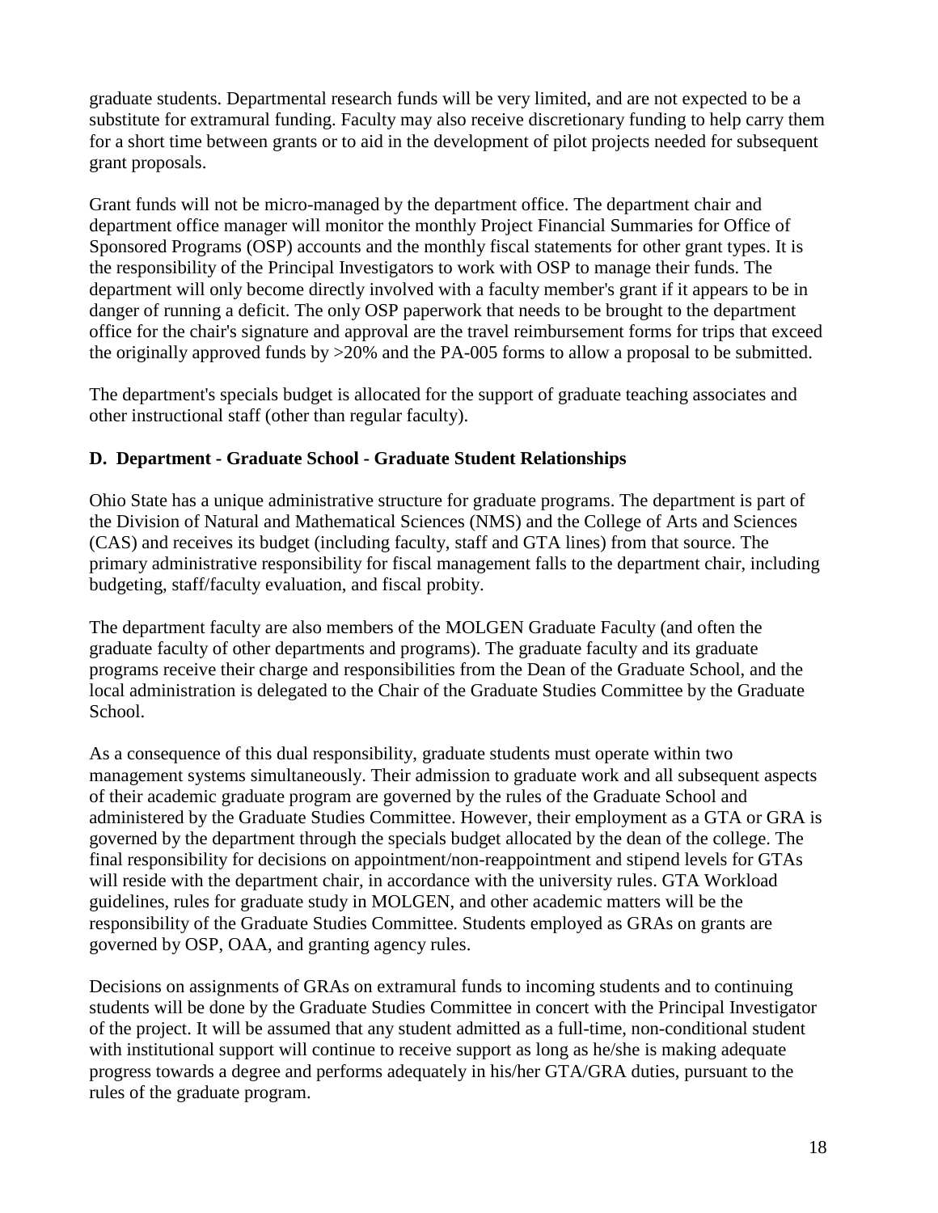graduate students. Departmental research funds will be very limited, and are not expected to be a substitute for extramural funding. Faculty may also receive discretionary funding to help carry them for a short time between grants or to aid in the development of pilot projects needed for subsequent grant proposals.

Grant funds will not be micro-managed by the department office. The department chair and department office manager will monitor the monthly Project Financial Summaries for Office of Sponsored Programs (OSP) accounts and the monthly fiscal statements for other grant types. It is the responsibility of the Principal Investigators to work with OSP to manage their funds. The department will only become directly involved with a faculty member's grant if it appears to be in danger of running a deficit. The only OSP paperwork that needs to be brought to the department office for the chair's signature and approval are the travel reimbursement forms for trips that exceed the originally approved funds by >20% and the PA-005 forms to allow a proposal to be submitted.

The department's specials budget is allocated for the support of graduate teaching associates and other instructional staff (other than regular faculty).

### D. Department - Graduate School - Graduate Student Relationships

Ohio State has a unique administrative structure for graduate programs. The department is part of the Division of Natural and Mathematical Sciences (NMS) and the College of Arts and Sciences (CAS) and receives its budget (including faculty, staff and GTA lines) from that source. The primary administrative responsibility for fiscal management falls to the department chair, including budgeting, staff/faculty evaluation, and fiscal probity.

The department faculty are also members of the MOLGEN Graduate Faculty (and often the graduate faculty of other departments and programs). The graduate faculty and its graduate programs receive their charge and responsibilities from the Dean of the Graduate School, and the local administration is delegated to the Chair of the Graduate Studies Committee by the Graduate School.

As a consequence of this dual responsibility, graduate students must operate within two management systems simultaneously. Their admission to graduate work and all subsequent aspects of their academic graduate program are governed by the rules of the Graduate School and administered by the Graduate Studies Committee. However, their employment as a GTA or GRA is governed by the department through the specials budget allocated by the dean of the college. The final responsibility for decisions on appointment/non-reappointment and stipend levels for GTAs will reside with the department chair, in accordance with the university rules. GTA Workload guidelines, rules for graduate study in MOLGEN, and other academic matters will be the responsibility of the Graduate Studies Committee. Students employed as GRAs on grants are governed by OSP, OAA, and granting agency rules.

Decisions on assignments of GRAs on extramural funds to incoming students and to continuing students will be done by the Graduate Studies Committee in concert with the Principal Investigator of the project. It will be assumed that any student admitted as a full-time, non-conditional student with institutional support will continue to receive support as long as he/she is making adequate progress towards a degree and performs adequately in his/her GTA/GRA duties, pursuant to the rules of the graduate program.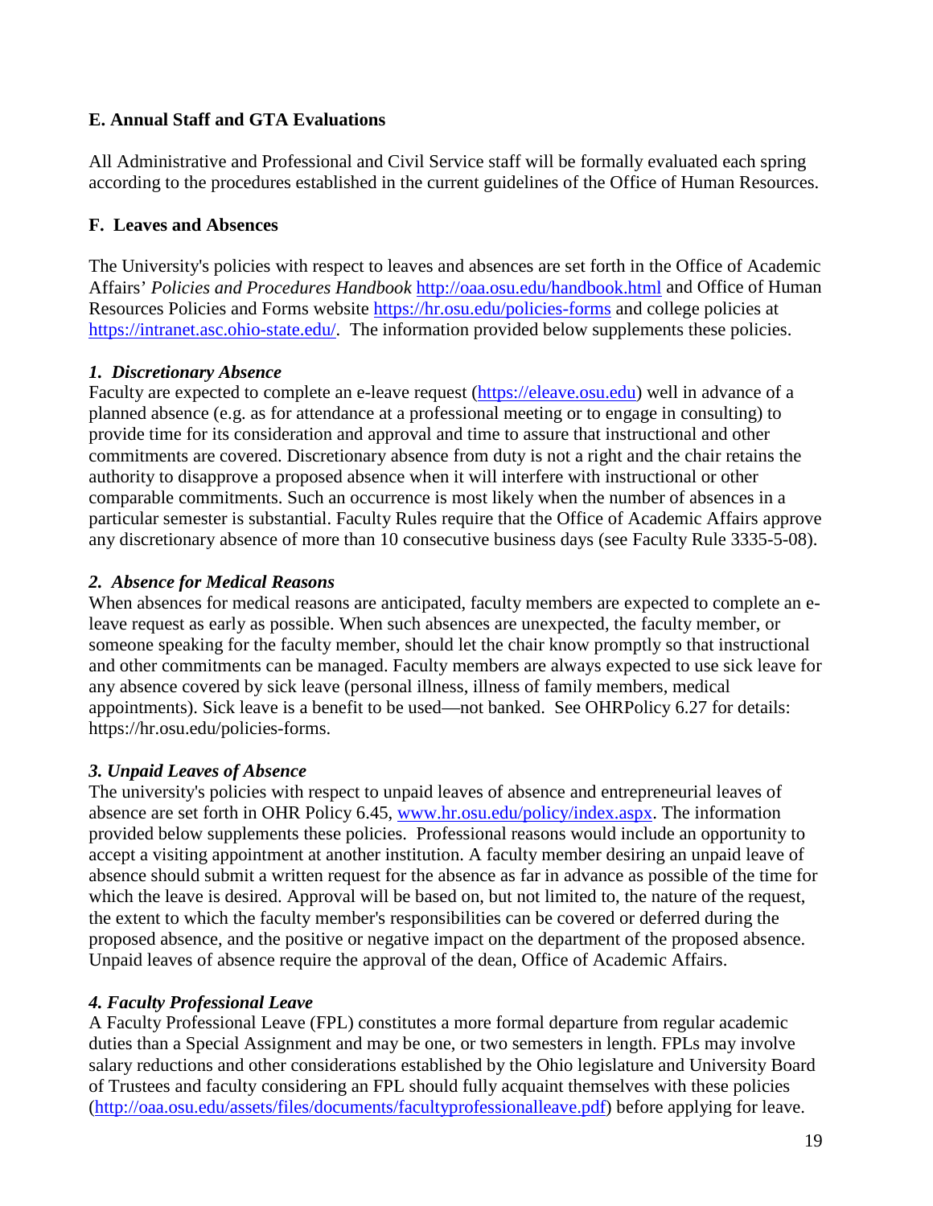### E. Annual Staff and GTA Evaluations

All Administrative and Professional and Civil Service staff will be formally evaluated each spring according to the procedures established in the current guidelines of the Office of Human Resources.

### F. Leaves and Absences

The University's policies with respect to leaves and absences are set forth in the Office of Academic Affairs' *Policies and Procedures Handbook* http://oaa.osu.edu/handbook.html and Office of Human Resources Policies and Forms website https://hr.osu.edu/policies-forms and college policies at https://intranet.asc.ohio-state.edu/. The information provided below supplements these policies.

#### *1. Discretionary Absence*

Faculty are expected to complete an e-leave request (https://eleave.osu.edu) well in advance of a planned absence (e.g. as for attendance at a professional meeting or to engage in consulting) to provide time for its consideration and approval and time to assure that instructional and other commitments are covered. Discretionary absence from duty is not a right and the chair retains the authority to disapprove a proposed absence when it will interfere with instructional or other comparable commitments. Such an occurrence is most likely when the number of absences in a particular semester is substantial. Faculty Rules require that the Office of Academic Affairs approve any discretionary absence of more than 10 consecutive business days (see Faculty Rule 3335-5-08).

#### *2. Absence for Medical Reasons*

When absences for medical reasons are anticipated, faculty members are expected to complete an e-leave request as early as possible. When such absences are unexpected, the faculty member, or someone speaking for the faculty member, should let the chair know promptly so that instructional and other commitments can be managed. Faculty members are always expected to use sick leave for any absence covered by sick leave (personal illness, illness of family members, medical appointments). Sick leave is a benefit to be used—not banked. See OHRPolicy 6.27 for details: https://hr.osu.edu/policies-forms.

#### *3. Unpaid Leaves of Absence*

The university's policies with respect to unpaid leaves of absence and entrepreneurial leaves of absence are set forth in OHR Policy 6.45, www.hr.osu.edu/policy/index.aspx. The information provided below supplements these policies. Professional reasons would include an opportunity to accept a visiting appointment at another institution. A faculty member desiring an unpaid leave of absence should submit a written request for the absence as far in advance as possible of the time for which the leave is desired. Approval will be based on, but not limited to, the nature of the request, the extent to which the faculty member's responsibilities can be covered or deferred during the proposed absence, and the positive or negative impact on the department of the proposed absence. Unpaid leaves of absence require the approval of the dean, Office of Academic Affairs.

#### *4. Faculty Professional Leave*

A Faculty Professional Leave (FPL) constitutes a more formal departure from regular academic duties than a Special Assignment and may be one, or two semesters in length. FPLs may involve salary reductions and other considerations established by the Ohio legislature and University Board of Trustees and faculty considering an FPL should fully acquaint themselves with these policies (http://oaa.osu.edu/assets/files/documents/facultyprofessionalleave.pdf) before applying for leave.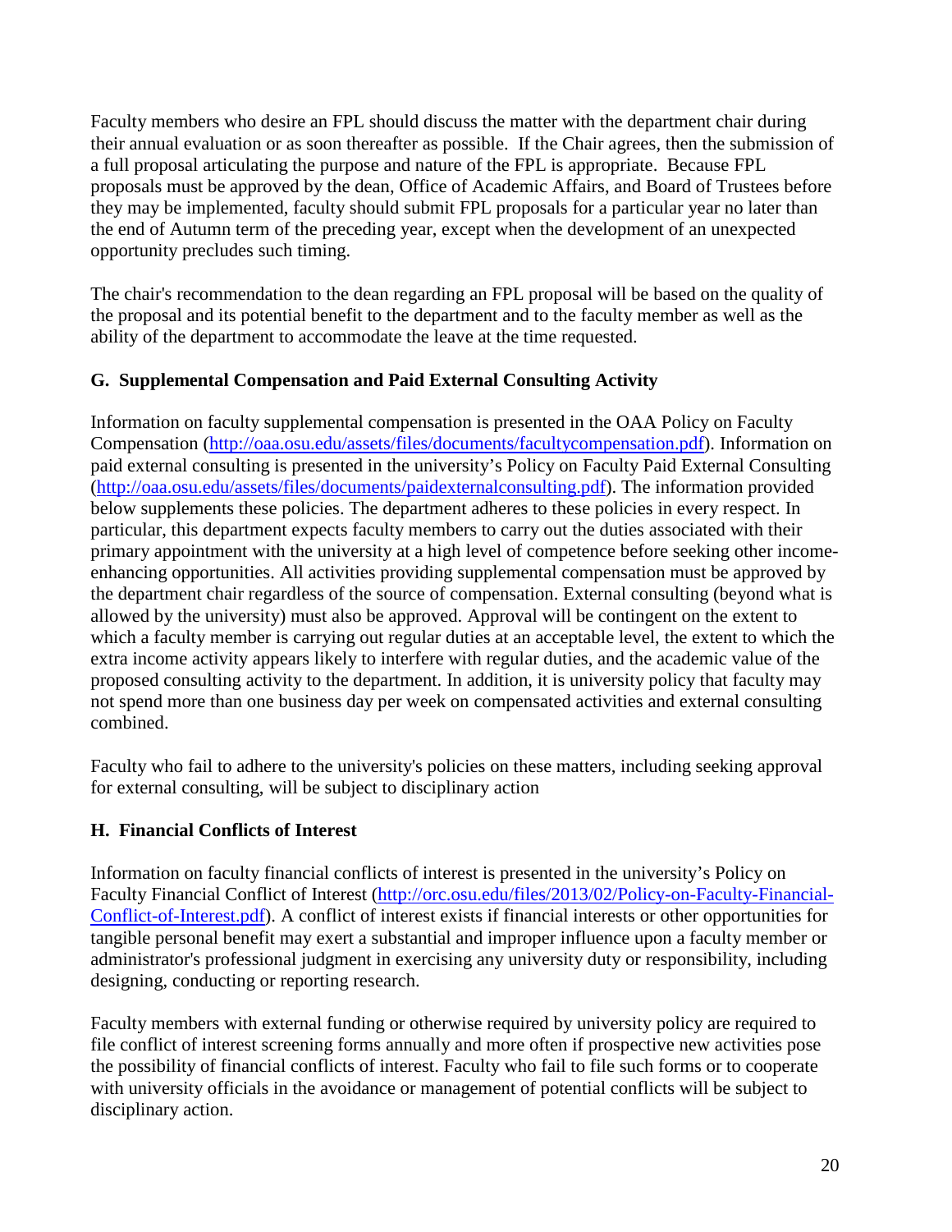Faculty members who desire an FPL should discuss the matter with the department chair during their annual evaluation or as soon thereafter as possible. If the Chair agrees, then the submission of a full proposal articulating the purpose and nature of the FPL is appropriate. Because FPL proposals must be approved by the dean, Office of Academic Affairs, and Board of Trustees before they may be implemented, faculty should submit FPL proposals for a particular year no later than the end of Autumn term of the preceding year, except when the development of an unexpected opportunity precludes such timing.

The chair's recommendation to the dean regarding an FPL proposal will be based on the quality of the proposal and its potential benefit to the department and to the faculty member as well as the ability of the department to accommodate the leave at the time requested.

### G. Supplemental Compensation and Paid External Consulting Activity

Information on faculty supplemental compensation is presented in the OAA Policy on Faculty Compensation (http://oaa.osu.edu/assets/files/documents/facultycompensation.pdf). Information on paid external consulting is presented in the university's Policy on Faculty Paid External Consulting (http://oaa.osu.edu/assets/files/documents/paidexternalconsulting.pdf). The information provided below supplements these policies. The department adheres to these policies in every respect. In particular, this department expects faculty members to carry out the duties associated with their primary appointment with the university at a high level of competence before seeking other income-enhancing opportunities. All activities providing supplemental compensation must be approved by the department chair regardless of the source of compensation. External consulting (beyond what is allowed by the university) must also be approved. Approval will be contingent on the extent to which a faculty member is carrying out regular duties at an acceptable level, the extent to which the extra income activity appears likely to interfere with regular duties, and the academic value of the proposed consulting activity to the department. In addition, it is university policy that faculty may not spend more than one business day per week on compensated activities and external consulting combined.

Faculty who fail to adhere to the university's policies on these matters, including seeking approval for external consulting, will be subject to disciplinary action

### H. Financial Conflicts of Interest

Information on faculty financial conflicts of interest is presented in the university's Policy on Faculty Financial Conflict of Interest (http://orc.osu.edu/files/2013/02/Policy-on-Faculty-Financial-Conflict-of-Interest.pdf). A conflict of interest exists if financial interests or other opportunities for tangible personal benefit may exert a substantial and improper influence upon a faculty member or administrator's professional judgment in exercising any university duty or responsibility, including designing, conducting or reporting research.

Faculty members with external funding or otherwise required by university policy are required to file conflict of interest screening forms annually and more often if prospective new activities pose the possibility of financial conflicts of interest. Faculty who fail to file such forms or to cooperate with university officials in the avoidance or management of potential conflicts will be subject to disciplinary action.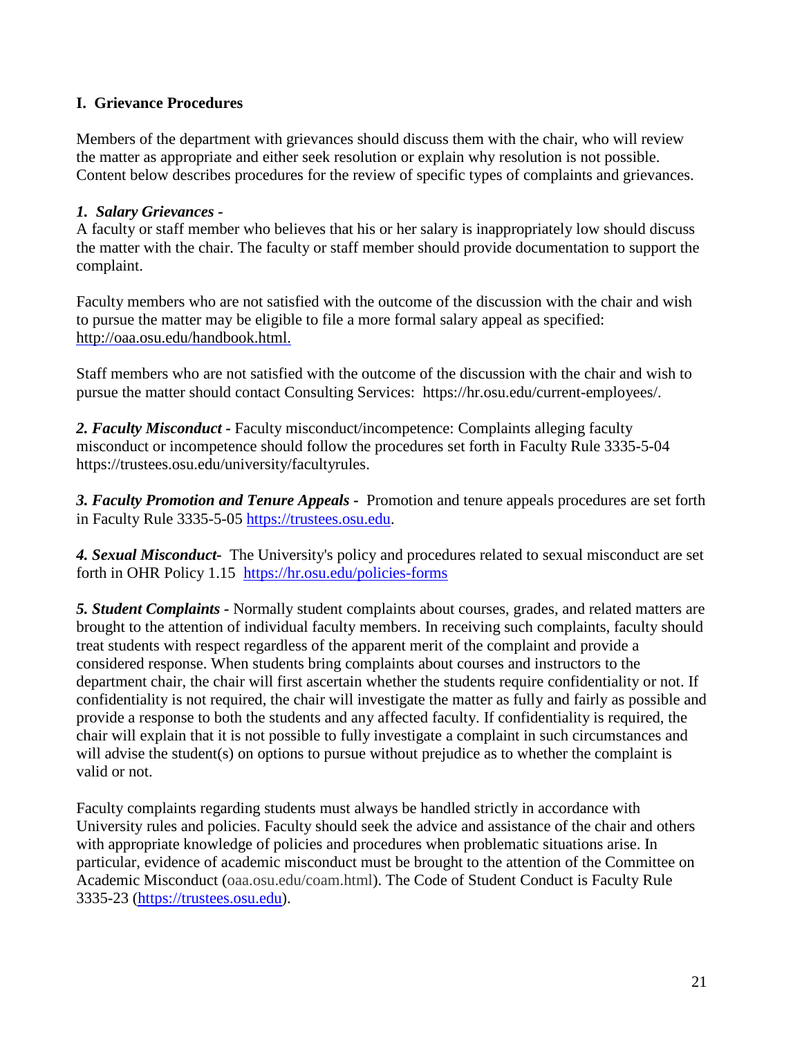## I. Grievance Procedures

Members of the department with grievances should discuss them with the chair, who will review the matter as appropriate and either seek resolution or explain why resolution is not possible. Content below describes procedures for the review of specific types of complaints and grievances.

***1. Salary Grievances -***
A faculty or staff member who believes that his or her salary is inappropriately low should discuss the matter with the chair. The faculty or staff member should provide documentation to support the complaint.

Faculty members who are not satisfied with the outcome of the discussion with the chair and wish to pursue the matter may be eligible to file a more formal salary appeal as specified: http://oaa.osu.edu/handbook.html.

Staff members who are not satisfied with the outcome of the discussion with the chair and wish to pursue the matter should contact Consulting Services: https://hr.osu.edu/current-employees/.

***2. Faculty Misconduct -*** Faculty misconduct/incompetence: Complaints alleging faculty misconduct or incompetence should follow the procedures set forth in Faculty Rule 3335-5-04 https://trustees.osu.edu/university/facultyrules.

***3. Faculty Promotion and Tenure Appeals -*** Promotion and tenure appeals procedures are set forth in Faculty Rule 3335-5-05 https://trustees.osu.edu.

***4. Sexual Misconduct-*** The University's policy and procedures related to sexual misconduct are set forth in OHR Policy 1.15 https://hr.osu.edu/policies-forms

***5. Student Complaints -*** Normally student complaints about courses, grades, and related matters are brought to the attention of individual faculty members. In receiving such complaints, faculty should treat students with respect regardless of the apparent merit of the complaint and provide a considered response. When students bring complaints about courses and instructors to the department chair, the chair will first ascertain whether the students require confidentiality or not. If confidentiality is not required, the chair will investigate the matter as fully and fairly as possible and provide a response to both the students and any affected faculty. If confidentiality is required, the chair will explain that it is not possible to fully investigate a complaint in such circumstances and will advise the student(s) on options to pursue without prejudice as to whether the complaint is valid or not.

Faculty complaints regarding students must always be handled strictly in accordance with University rules and policies. Faculty should seek the advice and assistance of the chair and others with appropriate knowledge of policies and procedures when problematic situations arise. In particular, evidence of academic misconduct must be brought to the attention of the Committee on Academic Misconduct (oaa.osu.edu/coam.html). The Code of Student Conduct is Faculty Rule 3335-23 (https://trustees.osu.edu).